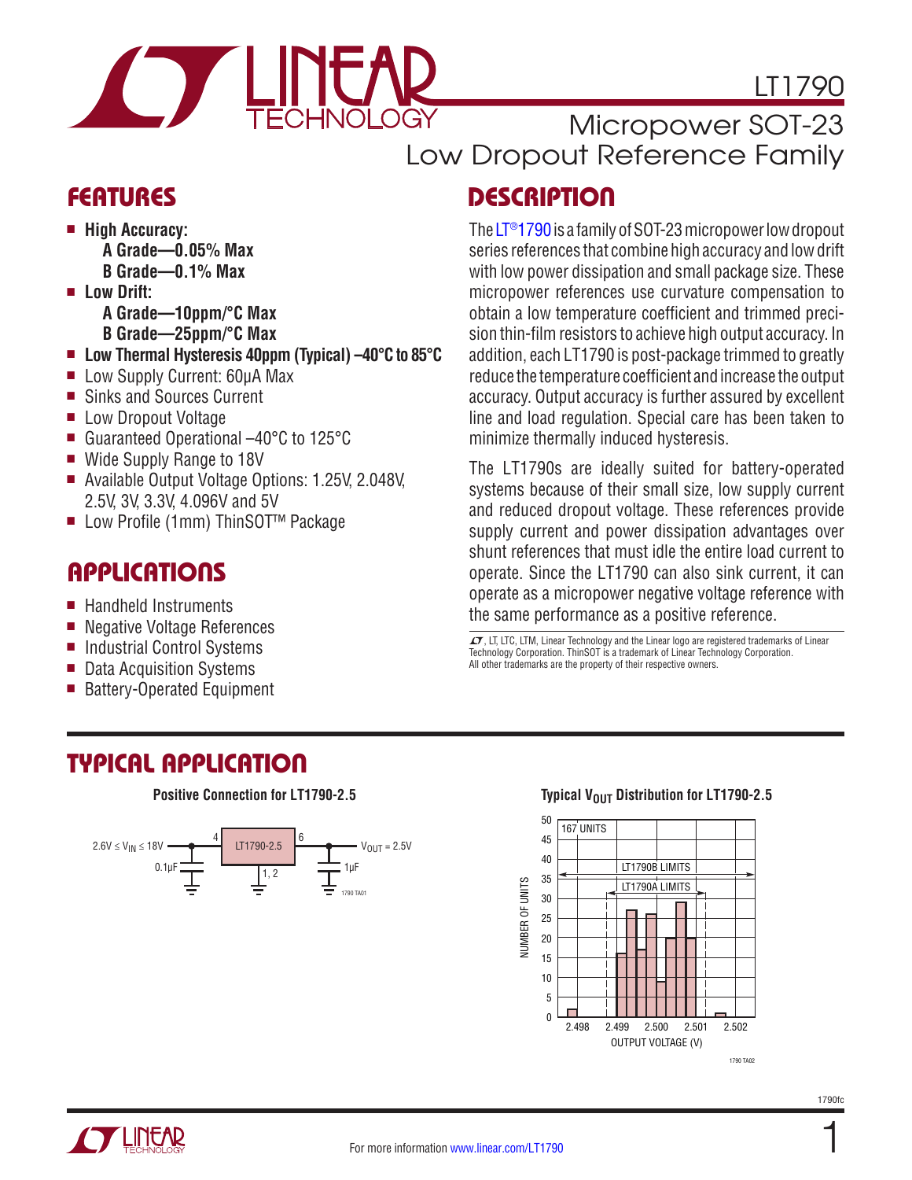# LT1790

## Micropower SOT-23 Low Dropout Reference Family

## FEATURES

- **High Accuracy:**
  - **A Grade—0.05% Max**
  - **B Grade—0.1% Max**
- **Low Drift:**
  - **A Grade—10ppm/°C Max**
  - **B Grade—25ppm/°C Max**
- **Low Thermal Hysteresis 40ppm (Typical) –40°C to 85°C**
- Low Supply Current: 60µA Max
- Sinks and Sources Current
- Low Dropout Voltage
- Guaranteed Operational –40°C to 125°C
- Wide Supply Range to 18V
- Available Output Voltage Options: 1.25V, 2.048V, 2.5V, 3V, 3.3V, 4.096V and 5V
- Low Profile (1mm) ThinSOT™ Package

## APPLICATIONS

- Handheld Instruments
- Negative Voltage References
- Industrial Control Systems
- Data Acquisition Systems
- Battery-Operated Equipment

## DESCRIPTION

The LT®1790 is a family of SOT-23 micropower low dropout series references that combine high accuracy and low drift with low power dissipation and small package size. These micropower references use curvature compensation to obtain a low temperature coefficient and trimmed precision thin-film resistors to achieve high output accuracy. In addition, each LT1790 is post-package trimmed to greatly reduce the temperature coefficient and increase the output accuracy. Output accuracy is further assured by excellent line and load regulation. Special care has been taken to minimize thermally induced hysteresis.

The LT1790s are ideally suited for battery-operated systems because of their small size, low supply current and reduced dropout voltage. These references provide supply current and power dissipation advantages over shunt references that must idle the entire load current to operate. Since the LT1790 can also sink current, it can operate as a micropower negative voltage reference with the same performance as a positive reference.

, LT, LTC, LTM, Linear Technology and the Linear logo are registered trademarks of Linear Technology Corporation. ThinSOT is a trademark of Linear Technology Corporation. All other trademarks are the property of their respective owners.

## TYPICAL APPLICATION

**Positive Connection for LT1790-2.5**

$2.6V \le V_{IN} \le 18V$ — pin 4 — LT1790-2.5 — pin 6 — $V_{OUT} = 2.5V$; 0.1µF input capacitor, pins 1, 2 to ground, 1µF output capacitor.

1790 TA01

**Typical $V_{OUT}$ Distribution for LT1790-2.5**

167 UNITS; NUMBER OF UNITS (0 to 50) vs OUTPUT VOLTAGE (V) (2.498 to 2.502); LT1790B LIMITS; LT1790A LIMITS

1790 TA02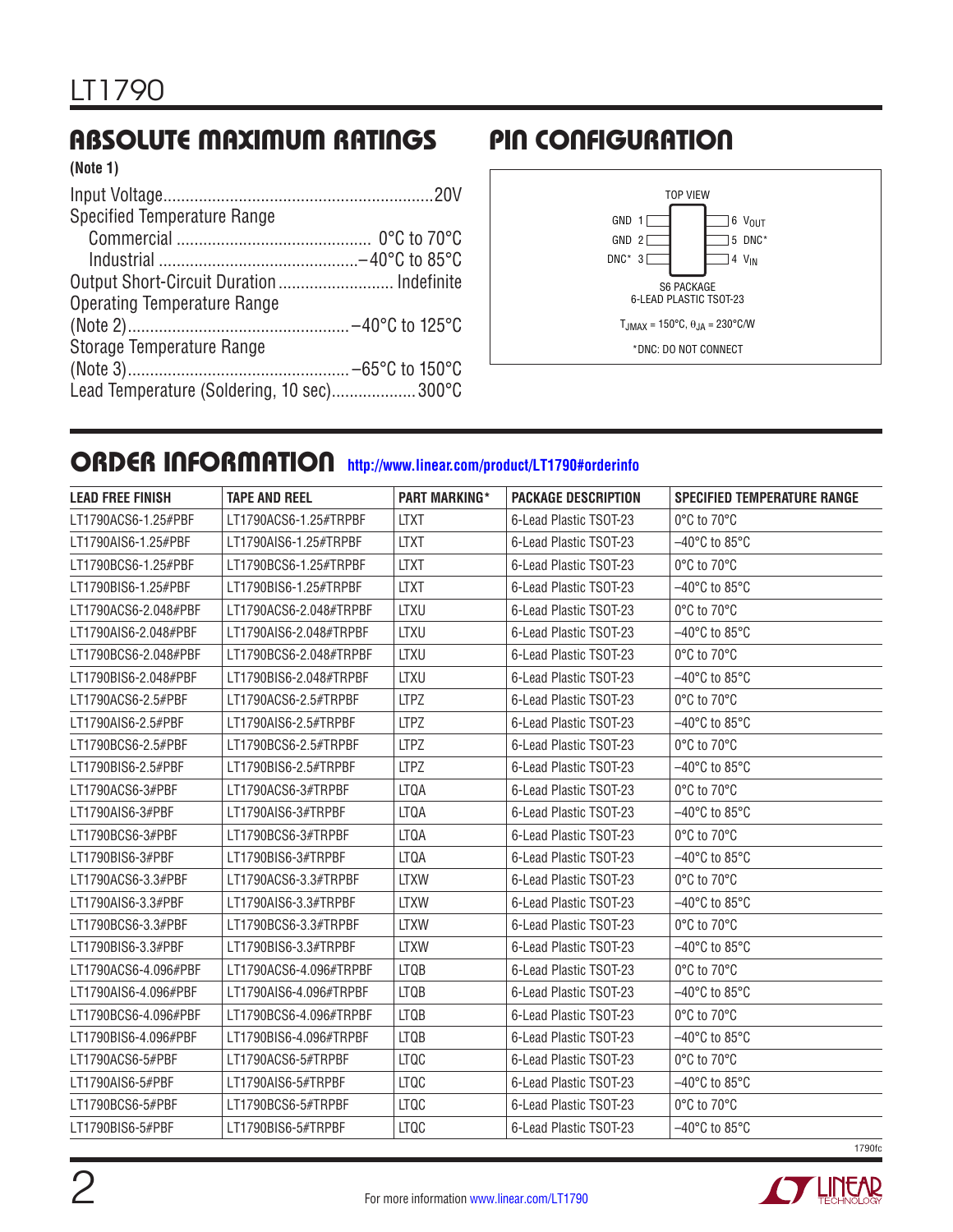## ABSOLUTE MAXIMUM RATINGS

**(Note 1)**

Input Voltage ............................................................. 20V
Specified Temperature Range
  Commercial ............................................ 0°C to 70°C
  Industrial ............................................ –40°C to 85°C
Output Short-Circuit Duration ......................... Indefinite
Operating Temperature Range
(Note 2) ................................................ –40°C to 125°C
Storage Temperature Range
(Note 3) ................................................ –65°C to 150°C
Lead Temperature (Soldering, 10 sec) ................... 300°C

## PIN CONFIGURATION

TOP VIEW

GND 1 — 6 $V_{OUT}$
GND 2 — 5 DNC*
DNC* 3 — 4 $V_{IN}$

S6 PACKAGE
6-LEAD PLASTIC TSOT-23

$T_{JMAX}$ = 150°C, $\theta_{JA}$ = 230°C/W

*DNC: DO NOT CONNECT

## ORDER INFORMATION http://www.linear.com/product/LT1790#orderinfo

| LEAD FREE FINISH | TAPE AND REEL | PART MARKING* | PACKAGE DESCRIPTION | SPECIFIED TEMPERATURE RANGE |
|---|---|---|---|---|
| LT1790ACS6-1.25#PBF | LT1790ACS6-1.25#TRPBF | LTXT | 6-Lead Plastic TSOT-23 | 0°C to 70°C |
| LT1790AIS6-1.25#PBF | LT1790AIS6-1.25#TRPBF | LTXT | 6-Lead Plastic TSOT-23 | –40°C to 85°C |
| LT1790BCS6-1.25#PBF | LT1790BCS6-1.25#TRPBF | LTXT | 6-Lead Plastic TSOT-23 | 0°C to 70°C |
| LT1790BIS6-1.25#PBF | LT1790BIS6-1.25#TRPBF | LTXT | 6-Lead Plastic TSOT-23 | –40°C to 85°C |
| LT1790ACS6-2.048#PBF | LT1790ACS6-2.048#TRPBF | LTXU | 6-Lead Plastic TSOT-23 | 0°C to 70°C |
| LT1790AIS6-2.048#PBF | LT1790AIS6-2.048#TRPBF | LTXU | 6-Lead Plastic TSOT-23 | –40°C to 85°C |
| LT1790BCS6-2.048#PBF | LT1790BCS6-2.048#TRPBF | LTXU | 6-Lead Plastic TSOT-23 | 0°C to 70°C |
| LT1790BIS6-2.048#PBF | LT1790BIS6-2.048#TRPBF | LTXU | 6-Lead Plastic TSOT-23 | –40°C to 85°C |
| LT1790ACS6-2.5#PBF | LT1790ACS6-2.5#TRPBF | LTPZ | 6-Lead Plastic TSOT-23 | 0°C to 70°C |
| LT1790AIS6-2.5#PBF | LT1790AIS6-2.5#TRPBF | LTPZ | 6-Lead Plastic TSOT-23 | –40°C to 85°C |
| LT1790BCS6-2.5#PBF | LT1790BCS6-2.5#TRPBF | LTPZ | 6-Lead Plastic TSOT-23 | 0°C to 70°C |
| LT1790BIS6-2.5#PBF | LT1790BIS6-2.5#TRPBF | LTPZ | 6-Lead Plastic TSOT-23 | –40°C to 85°C |
| LT1790ACS6-3#PBF | LT1790ACS6-3#TRPBF | LTQA | 6-Lead Plastic TSOT-23 | 0°C to 70°C |
| LT1790AIS6-3#PBF | LT1790AIS6-3#TRPBF | LTQA | 6-Lead Plastic TSOT-23 | –40°C to 85°C |
| LT1790BCS6-3#PBF | LT1790BCS6-3#TRPBF | LTQA | 6-Lead Plastic TSOT-23 | 0°C to 70°C |
| LT1790BIS6-3#PBF | LT1790BIS6-3#TRPBF | LTQA | 6-Lead Plastic TSOT-23 | –40°C to 85°C |
| LT1790ACS6-3.3#PBF | LT1790ACS6-3.3#TRPBF | LTXW | 6-Lead Plastic TSOT-23 | 0°C to 70°C |
| LT1790AIS6-3.3#PBF | LT1790AIS6-3.3#TRPBF | LTXW | 6-Lead Plastic TSOT-23 | –40°C to 85°C |
| LT1790BCS6-3.3#PBF | LT1790BCS6-3.3#TRPBF | LTXW | 6-Lead Plastic TSOT-23 | 0°C to 70°C |
| LT1790BIS6-3.3#PBF | LT1790BIS6-3.3#TRPBF | LTXW | 6-Lead Plastic TSOT-23 | –40°C to 85°C |
| LT1790ACS6-4.096#PBF | LT1790ACS6-4.096#TRPBF | LTQB | 6-Lead Plastic TSOT-23 | 0°C to 70°C |
| LT1790AIS6-4.096#PBF | LT1790AIS6-4.096#TRPBF | LTQB | 6-Lead Plastic TSOT-23 | –40°C to 85°C |
| LT1790BCS6-4.096#PBF | LT1790BCS6-4.096#TRPBF | LTQB | 6-Lead Plastic TSOT-23 | 0°C to 70°C |
| LT1790BIS6-4.096#PBF | LT1790BIS6-4.096#TRPBF | LTQB | 6-Lead Plastic TSOT-23 | –40°C to 85°C |
| LT1790ACS6-5#PBF | LT1790ACS6-5#TRPBF | LTQC | 6-Lead Plastic TSOT-23 | 0°C to 70°C |
| LT1790AIS6-5#PBF | LT1790AIS6-5#TRPBF | LTQC | 6-Lead Plastic TSOT-23 | –40°C to 85°C |
| LT1790BCS6-5#PBF | LT1790BCS6-5#TRPBF | LTQC | 6-Lead Plastic TSOT-23 | 0°C to 70°C |
| LT1790BIS6-5#PBF | LT1790BIS6-5#TRPBF | LTQC | 6-Lead Plastic TSOT-23 | –40°C to 85°C |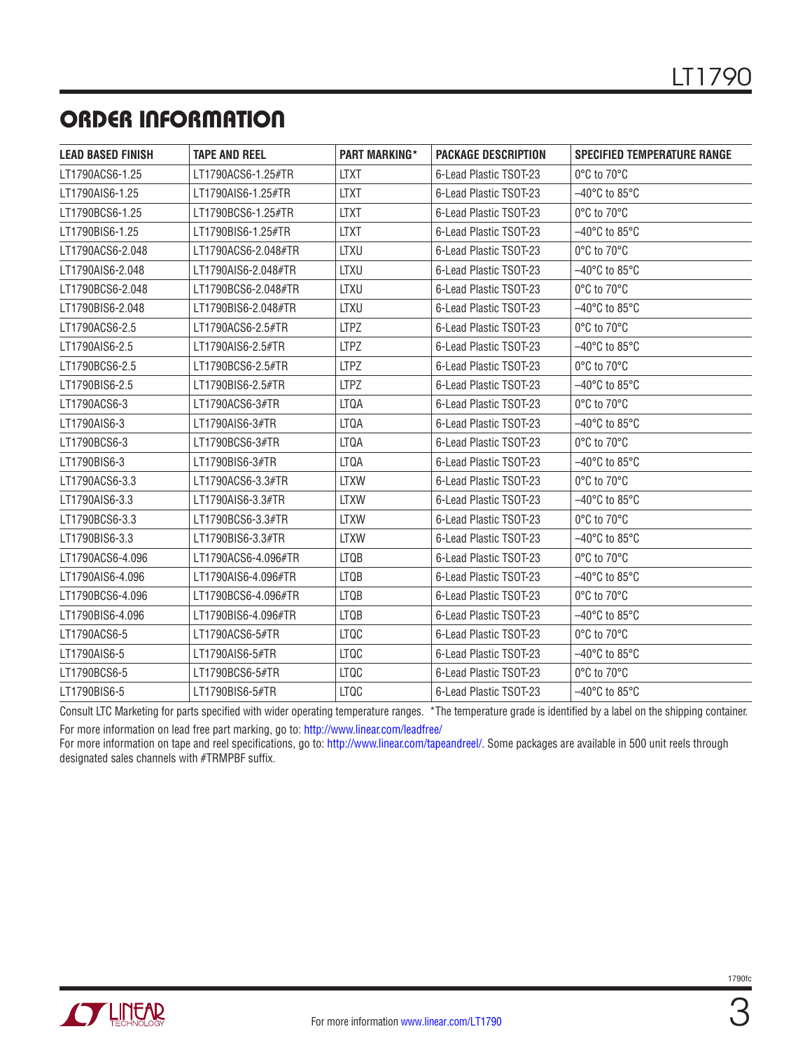## ORDER INFORMATION

| LEAD BASED FINISH | TAPE AND REEL | PART MARKING* | PACKAGE DESCRIPTION | SPECIFIED TEMPERATURE RANGE |
|---|---|---|---|---|
| LT1790ACS6-1.25 | LT1790ACS6-1.25#TR | LTXT | 6-Lead Plastic TSOT-23 | 0°C to 70°C |
| LT1790AIS6-1.25 | LT1790AIS6-1.25#TR | LTXT | 6-Lead Plastic TSOT-23 | –40°C to 85°C |
| LT1790BCS6-1.25 | LT1790BCS6-1.25#TR | LTXT | 6-Lead Plastic TSOT-23 | 0°C to 70°C |
| LT1790BIS6-1.25 | LT1790BIS6-1.25#TR | LTXT | 6-Lead Plastic TSOT-23 | –40°C to 85°C |
| LT1790ACS6-2.048 | LT1790ACS6-2.048#TR | LTXU | 6-Lead Plastic TSOT-23 | 0°C to 70°C |
| LT1790AIS6-2.048 | LT1790AIS6-2.048#TR | LTXU | 6-Lead Plastic TSOT-23 | –40°C to 85°C |
| LT1790BCS6-2.048 | LT1790BCS6-2.048#TR | LTXU | 6-Lead Plastic TSOT-23 | 0°C to 70°C |
| LT1790BIS6-2.048 | LT1790BIS6-2.048#TR | LTXU | 6-Lead Plastic TSOT-23 | –40°C to 85°C |
| LT1790ACS6-2.5 | LT1790ACS6-2.5#TR | LTPZ | 6-Lead Plastic TSOT-23 | 0°C to 70°C |
| LT1790AIS6-2.5 | LT1790AIS6-2.5#TR | LTPZ | 6-Lead Plastic TSOT-23 | –40°C to 85°C |
| LT1790BCS6-2.5 | LT1790BCS6-2.5#TR | LTPZ | 6-Lead Plastic TSOT-23 | 0°C to 70°C |
| LT1790BIS6-2.5 | LT1790BIS6-2.5#TR | LTPZ | 6-Lead Plastic TSOT-23 | –40°C to 85°C |
| LT1790ACS6-3 | LT1790ACS6-3#TR | LTQA | 6-Lead Plastic TSOT-23 | 0°C to 70°C |
| LT1790AIS6-3 | LT1790AIS6-3#TR | LTQA | 6-Lead Plastic TSOT-23 | –40°C to 85°C |
| LT1790BCS6-3 | LT1790BCS6-3#TR | LTQA | 6-Lead Plastic TSOT-23 | 0°C to 70°C |
| LT1790BIS6-3 | LT1790BIS6-3#TR | LTQA | 6-Lead Plastic TSOT-23 | –40°C to 85°C |
| LT1790ACS6-3.3 | LT1790ACS6-3.3#TR | LTXW | 6-Lead Plastic TSOT-23 | 0°C to 70°C |
| LT1790AIS6-3.3 | LT1790AIS6-3.3#TR | LTXW | 6-Lead Plastic TSOT-23 | –40°C to 85°C |
| LT1790BCS6-3.3 | LT1790BCS6-3.3#TR | LTXW | 6-Lead Plastic TSOT-23 | 0°C to 70°C |
| LT1790BIS6-3.3 | LT1790BIS6-3.3#TR | LTXW | 6-Lead Plastic TSOT-23 | –40°C to 85°C |
| LT1790ACS6-4.096 | LT1790ACS6-4.096#TR | LTQB | 6-Lead Plastic TSOT-23 | 0°C to 70°C |
| LT1790AIS6-4.096 | LT1790AIS6-4.096#TR | LTQB | 6-Lead Plastic TSOT-23 | –40°C to 85°C |
| LT1790BCS6-4.096 | LT1790BCS6-4.096#TR | LTQB | 6-Lead Plastic TSOT-23 | 0°C to 70°C |
| LT1790BIS6-4.096 | LT1790BIS6-4.096#TR | LTQB | 6-Lead Plastic TSOT-23 | –40°C to 85°C |
| LT1790ACS6-5 | LT1790ACS6-5#TR | LTQC | 6-Lead Plastic TSOT-23 | 0°C to 70°C |
| LT1790AIS6-5 | LT1790AIS6-5#TR | LTQC | 6-Lead Plastic TSOT-23 | –40°C to 85°C |
| LT1790BCS6-5 | LT1790BCS6-5#TR | LTQC | 6-Lead Plastic TSOT-23 | 0°C to 70°C |
| LT1790BIS6-5 | LT1790BIS6-5#TR | LTQC | 6-Lead Plastic TSOT-23 | –40°C to 85°C |

Consult LTC Marketing for parts specified with wider operating temperature ranges. *The temperature grade is identified by a label on the shipping container.

For more information on lead free part marking, go to: http://www.linear.com/leadfree/

For more information on tape and reel specifications, go to: http://www.linear.com/tapeandreel/. Some packages are available in 500 unit reels through designated sales channels with #TRMPBF suffix.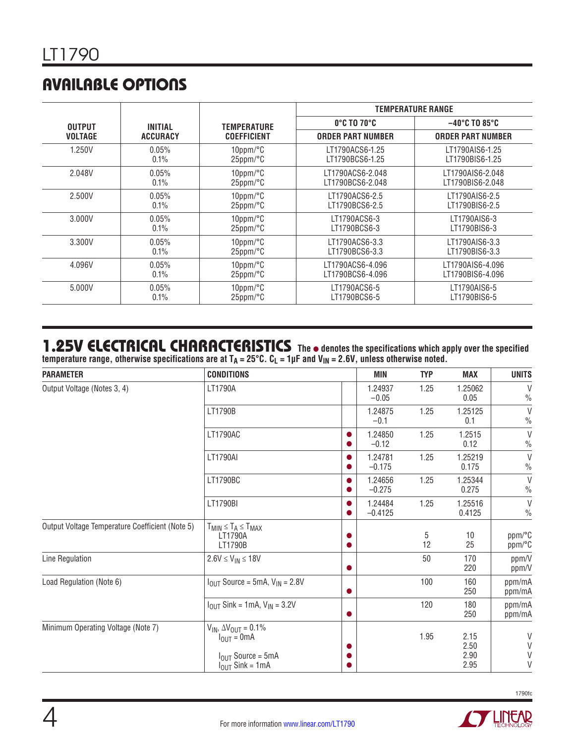## AVAILABLE OPTIONS

| OUTPUT VOLTAGE | INITIAL ACCURACY | TEMPERATURE COEFFICIENT | TEMPERATURE RANGE 0°C TO 70°C ORDER PART NUMBER | TEMPERATURE RANGE –40°C TO 85°C ORDER PART NUMBER |
|---|---|---|---|---|
| 1.250V | 0.05%<br>0.1% | 10ppm/°C<br>25ppm/°C | LT1790ACS6-1.25<br>LT1790BCS6-1.25 | LT1790AIS6-1.25<br>LT1790BIS6-1.25 |
| 2.048V | 0.05%<br>0.1% | 10ppm/°C<br>25ppm/°C | LT1790ACS6-2.048<br>LT1790BCS6-2.048 | LT1790AIS6-2.048<br>LT1790BIS6-2.048 |
| 2.500V | 0.05%<br>0.1% | 10ppm/°C<br>25ppm/°C | LT1790ACS6-2.5<br>LT1790BCS6-2.5 | LT1790AIS6-2.5<br>LT1790BIS6-2.5 |
| 3.000V | 0.05%<br>0.1% | 10ppm/°C<br>25ppm/°C | LT1790ACS6-3<br>LT1790BCS6-3 | LT1790AIS6-3<br>LT1790BIS6-3 |
| 3.300V | 0.05%<br>0.1% | 10ppm/°C<br>25ppm/°C | LT1790ACS6-3.3<br>LT1790BCS6-3.3 | LT1790AIS6-3.3<br>LT1790BIS6-3.3 |
| 4.096V | 0.05%<br>0.1% | 10ppm/°C<br>25ppm/°C | LT1790ACS6-4.096<br>LT1790BCS6-4.096 | LT1790AIS6-4.096<br>LT1790BIS6-4.096 |
| 5.000V | 0.05%<br>0.1% | 10ppm/°C<br>25ppm/°C | LT1790ACS6-5<br>LT1790BCS6-5 | LT1790AIS6-5<br>LT1790BIS6-5 |

## 1.25V ELECTRICAL CHARACTERISTICS

**The ● denotes the specifications which apply over the specified temperature range, otherwise specifications are at $T_A = 25°C$. $C_L = 1µF$ and $V_{IN} = 2.6V$, unless otherwise noted.**

| PARAMETER | CONDITIONS | | MIN | TYP | MAX | UNITS |
|---|---|---|---|---|---|---|
| Output Voltage (Notes 3, 4) | LT1790A | | 1.24937<br>–0.05 | 1.25 | 1.25062<br>0.05 | V<br>% |
| | LT1790B | | 1.24875<br>–0.1 | 1.25 | 1.25125<br>0.1 | V<br>% |
| | LT1790AC | ●<br>● | 1.24850<br>–0.12 | 1.25 | 1.2515<br>0.12 | V<br>% |
| | LT1790AI | ●<br>● | 1.24781<br>–0.175 | 1.25 | 1.25219<br>0.175 | V<br>% |
| | LT1790BC | ●<br>● | 1.24656<br>–0.275 | 1.25 | 1.25344<br>0.275 | V<br>% |
| | LT1790BI | ●<br>● | 1.24484<br>–0.4125 | 1.25 | 1.25516<br>0.4125 | V<br>% |
| Output Voltage Temperature Coefficient (Note 5) | $T_{MIN} \le T_A \le T_{MAX}$<br>LT1790A<br>LT1790B | ●<br>● | | 5<br>12 | 10<br>25 | ppm/°C<br>ppm/°C |
| Line Regulation | $2.6V \le V_{IN} \le 18V$ | <br>● | | 50 | 170<br>220 | ppm/V<br>ppm/V |
| Load Regulation (Note 6) | $I_{OUT}$ Source = 5mA, $V_{IN}$ = 2.8V | <br>● | | 100 | 160<br>250 | ppm/mA<br>ppm/mA |
| | $I_{OUT}$ Sink = 1mA, $V_{IN}$ = 3.2V | <br>● | | 120 | 180<br>250 | ppm/mA<br>ppm/mA |
| Minimum Operating Voltage (Note 7) | $V_{IN}$, $\Delta V_{OUT}$ = 0.1%<br>$I_{OUT}$ = 0mA<br><br>$I_{OUT}$ Source = 5mA<br>$I_{OUT}$ Sink = 1mA | <br><br>●<br>●<br>● | | 1.95 | 2.15<br>2.50<br>2.90<br>2.95 | V<br>V<br>V<br>V |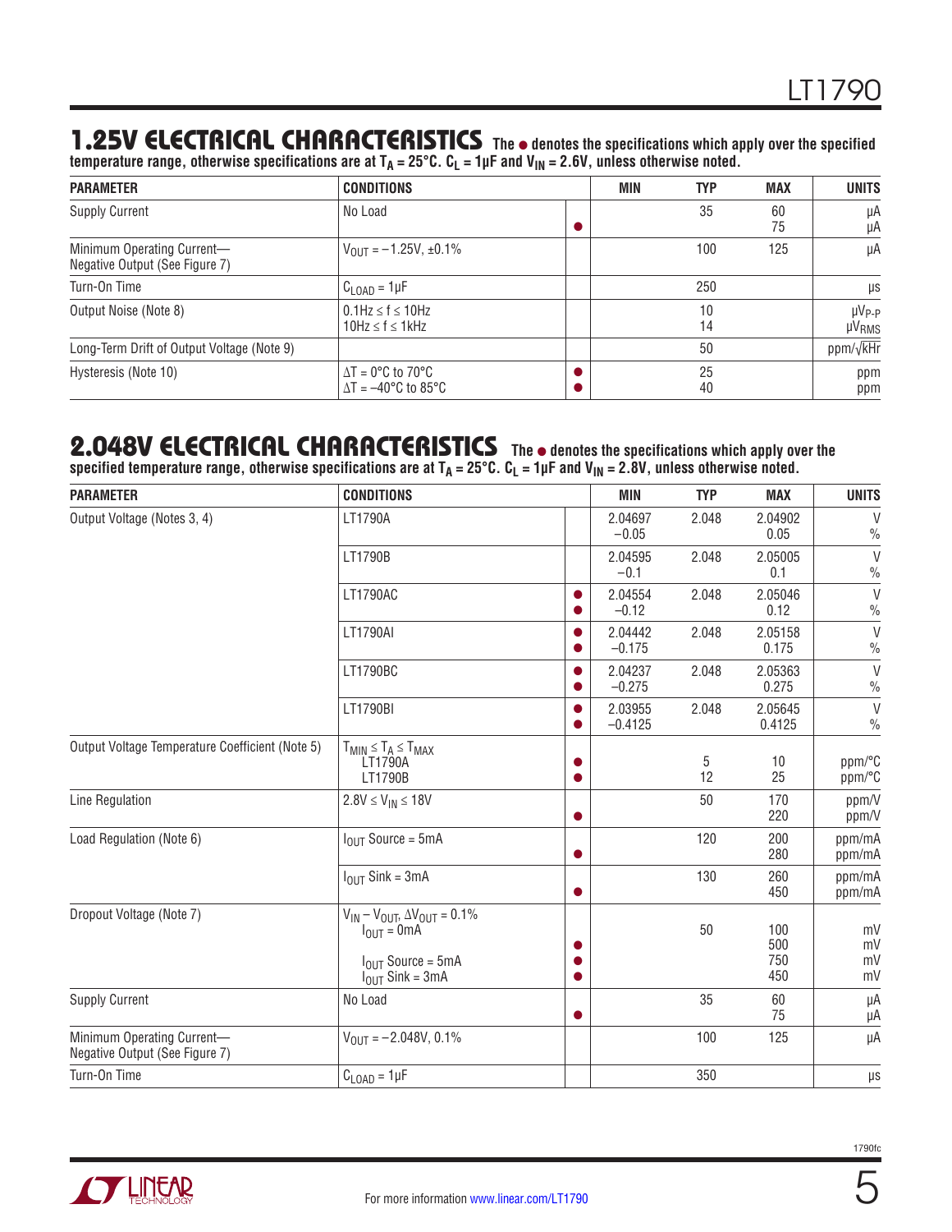## 1.25V ELECTRICAL CHARACTERISTICS

**The ● denotes the specifications which apply over the specified temperature range, otherwise specifications are at $T_A = 25°C$. $C_L = 1µF$ and $V_{IN} = 2.6V$, unless otherwise noted.**

| PARAMETER | CONDITIONS | | MIN | TYP | MAX | UNITS |
|---|---|---|---|---|---|---|
| Supply Current | No Load | <br>● | | 35 | 60<br>75 | µA<br>µA |
| Minimum Operating Current—Negative Output (See Figure 7) | $V_{OUT} = –1.25V$, ±0.1% | | | 100 | 125 | µA |
| Turn-On Time | $C_{LOAD} = 1µF$ | | | 250 | | µs |
| Output Noise (Note 8) | 0.1Hz ≤ f ≤ 10Hz<br>10Hz ≤ f ≤ 1kHz | | | 10<br>14 | | $µV_{P-P}$<br>$µV_{RMS}$ |
| Long-Term Drift of Output Voltage (Note 9) | | | | 50 | | ppm/√kHr |
| Hysteresis (Note 10) | ΔT = 0°C to 70°C<br>ΔT = –40°C to 85°C | ●<br>● | | 25<br>40 | | ppm<br>ppm |

## 2.048V ELECTRICAL CHARACTERISTICS

**The ● denotes the specifications which apply over the specified temperature range, otherwise specifications are at $T_A = 25°C$. $C_L = 1µF$ and $V_{IN} = 2.8V$, unless otherwise noted.**

| PARAMETER | CONDITIONS | | MIN | TYP | MAX | UNITS |
|---|---|---|---|---|---|---|
| Output Voltage (Notes 3, 4) | LT1790A | | 2.04697<br>–0.05 | 2.048 | 2.04902<br>0.05 | V<br>% |
| | LT1790B | | 2.04595<br>–0.1 | 2.048 | 2.05005<br>0.1 | V<br>% |
| | LT1790AC | ●<br>● | 2.04554<br>–0.12 | 2.048 | 2.05046<br>0.12 | V<br>% |
| | LT1790AI | ●<br>● | 2.04442<br>–0.175 | 2.048 | 2.05158<br>0.175 | V<br>% |
| | LT1790BC | ●<br>● | 2.04237<br>–0.275 | 2.048 | 2.05363<br>0.275 | V<br>% |
| | LT1790BI | ●<br>● | 2.03955<br>–0.4125 | 2.048 | 2.05645<br>0.4125 | V<br>% |
| Output Voltage Temperature Coefficient (Note 5) | $T_{MIN} ≤ T_A ≤ T_{MAX}$<br>LT1790A<br>LT1790B | <br>●<br>● | | <br>5<br>12 | <br>10<br>25 | <br>ppm/°C<br>ppm/°C |
| Line Regulation | $2.8V ≤ V_{IN} ≤ 18V$ | <br>● | | 50 | 170<br>220 | ppm/V<br>ppm/V |
| Load Regulation (Note 6) | $I_{OUT}$ Source = 5mA | <br>● | | 120 | 200<br>280 | ppm/mA<br>ppm/mA |
| | $I_{OUT}$ Sink = 3mA | <br>● | | 130 | 260<br>450 | ppm/mA<br>ppm/mA |
| Dropout Voltage (Note 7) | $V_{IN} – V_{OUT}$, $ΔV_{OUT} = 0.1\%$<br>$I_{OUT} = 0mA$<br><br>$I_{OUT}$ Source = 5mA<br>$I_{OUT}$ Sink = 3mA | <br><br>●<br>●<br>● | | <br>50 | <br>100<br>500<br>750<br>450 | <br>mV<br>mV<br>mV<br>mV |
| Supply Current | No Load | <br>● | | 35 | 60<br>75 | µA<br>µA |
| Minimum Operating Current—Negative Output (See Figure 7) | $V_{OUT} = –2.048V$, 0.1% | | | 100 | 125 | µA |
| Turn-On Time | $C_{LOAD} = 1µF$ | | | 350 | | µs |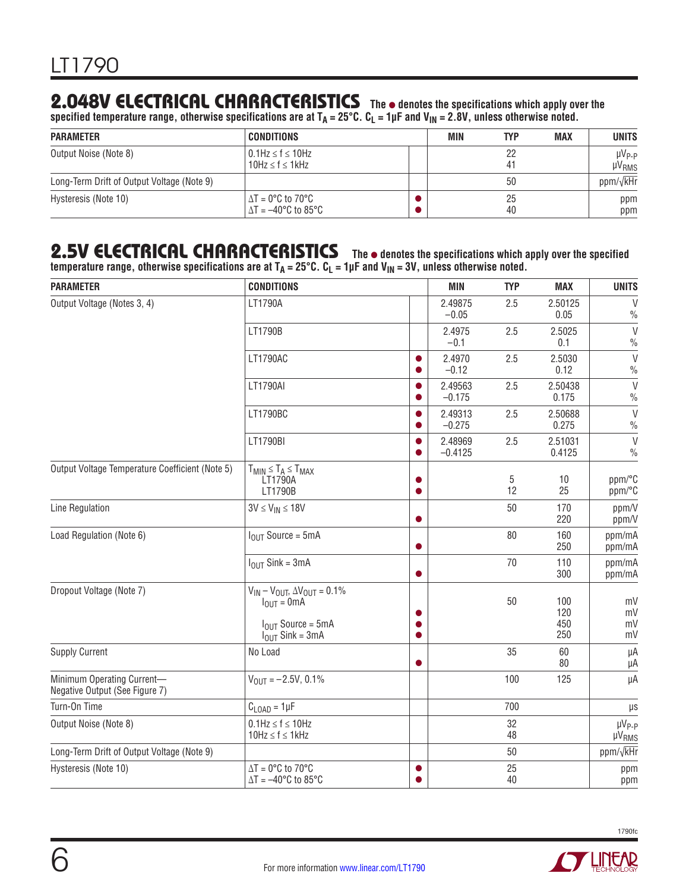## 2.048V ELECTRICAL CHARACTERISTICS

The ● denotes the specifications which apply over the specified temperature range, otherwise specifications are at $T_A = 25°C$. $C_L = 1µF$ and $V_{IN} = 2.8V$, unless otherwise noted.

| PARAMETER | CONDITIONS | | MIN | TYP | MAX | UNITS |
|---|---|---|---|---|---|---|
| Output Noise (Note 8) | 0.1Hz ≤ f ≤ 10Hz<br>10Hz ≤ f ≤ 1kHz | | | 22<br>41 | | $µV_{P-P}$<br>$µV_{RMS}$ |
| Long-Term Drift of Output Voltage (Note 9) | | | | 50 | | ppm/√kHr |
| Hysteresis (Note 10) | ΔT = 0°C to 70°C<br>ΔT = –40°C to 85°C | ●<br>● | | 25<br>40 | | ppm<br>ppm |

## 2.5V ELECTRICAL CHARACTERISTICS

The ● denotes the specifications which apply over the specified temperature range, otherwise specifications are at $T_A = 25°C$. $C_L = 1µF$ and $V_{IN} = 3V$, unless otherwise noted.

| PARAMETER | CONDITIONS | | MIN | TYP | MAX | UNITS |
|---|---|---|---|---|---|---|
| Output Voltage (Notes 3, 4) | LT1790A | | 2.49875<br>–0.05 | 2.5 | 2.50125<br>0.05 | V<br>% |
| | LT1790B | | 2.4975<br>–0.1 | 2.5 | 2.5025<br>0.1 | V<br>% |
| | LT1790AC | ●<br>● | 2.4970<br>–0.12 | 2.5 | 2.5030<br>0.12 | V<br>% |
| | LT1790AI | ●<br>● | 2.49563<br>–0.175 | 2.5 | 2.50438<br>0.175 | V<br>% |
| | LT1790BC | ●<br>● | 2.49313<br>–0.275 | 2.5 | 2.50688<br>0.275 | V<br>% |
| | LT1790BI | ●<br>● | 2.48969<br>–0.4125 | 2.5 | 2.51031<br>0.4125 | V<br>% |
| Output Voltage Temperature Coefficient (Note 5) | $T_{MIN} \le T_A \le T_{MAX}$<br>LT1790A<br>LT1790B | ●<br>● | | 5<br>12 | 10<br>25 | ppm/°C<br>ppm/°C |
| Line Regulation | $3V \le V_{IN} \le 18V$ | ● | | 50 | 170<br>220 | ppm/V<br>ppm/V |
| Load Regulation (Note 6) | $I_{OUT}$ Source = 5mA | ● | | 80 | 160<br>250 | ppm/mA<br>ppm/mA |
| | $I_{OUT}$ Sink = 3mA | ● | | 70 | 110<br>300 | ppm/mA<br>ppm/mA |
| Dropout Voltage (Note 7) | $V_{IN} – V_{OUT}$, $\Delta V_{OUT} = 0.1\%$<br>$I_{OUT}$ = 0mA<br><br>$I_{OUT}$ Source = 5mA<br>$I_{OUT}$ Sink = 3mA | <br><br>●<br>●<br>● | | 50 | 100<br>120<br>450<br>250 | mV<br>mV<br>mV<br>mV |
| Supply Current | No Load | ● | | 35 | 60<br>80 | µA<br>µA |
| Minimum Operating Current—Negative Output (See Figure 7) | $V_{OUT}$ = –2.5V, 0.1% | | | 100 | 125 | µA |
| Turn-On Time | $C_{LOAD}$ = 1µF | | | 700 | | µs |
| Output Noise (Note 8) | 0.1Hz ≤ f ≤ 10Hz<br>10Hz ≤ f ≤ 1kHz | | | 32<br>48 | | $µV_{P-P}$<br>$µV_{RMS}$ |
| Long-Term Drift of Output Voltage (Note 9) | | | | 50 | | ppm/√kHr |
| Hysteresis (Note 10) | ΔT = 0°C to 70°C<br>ΔT = –40°C to 85°C | ●<br>● | | 25<br>40 | | ppm<br>ppm |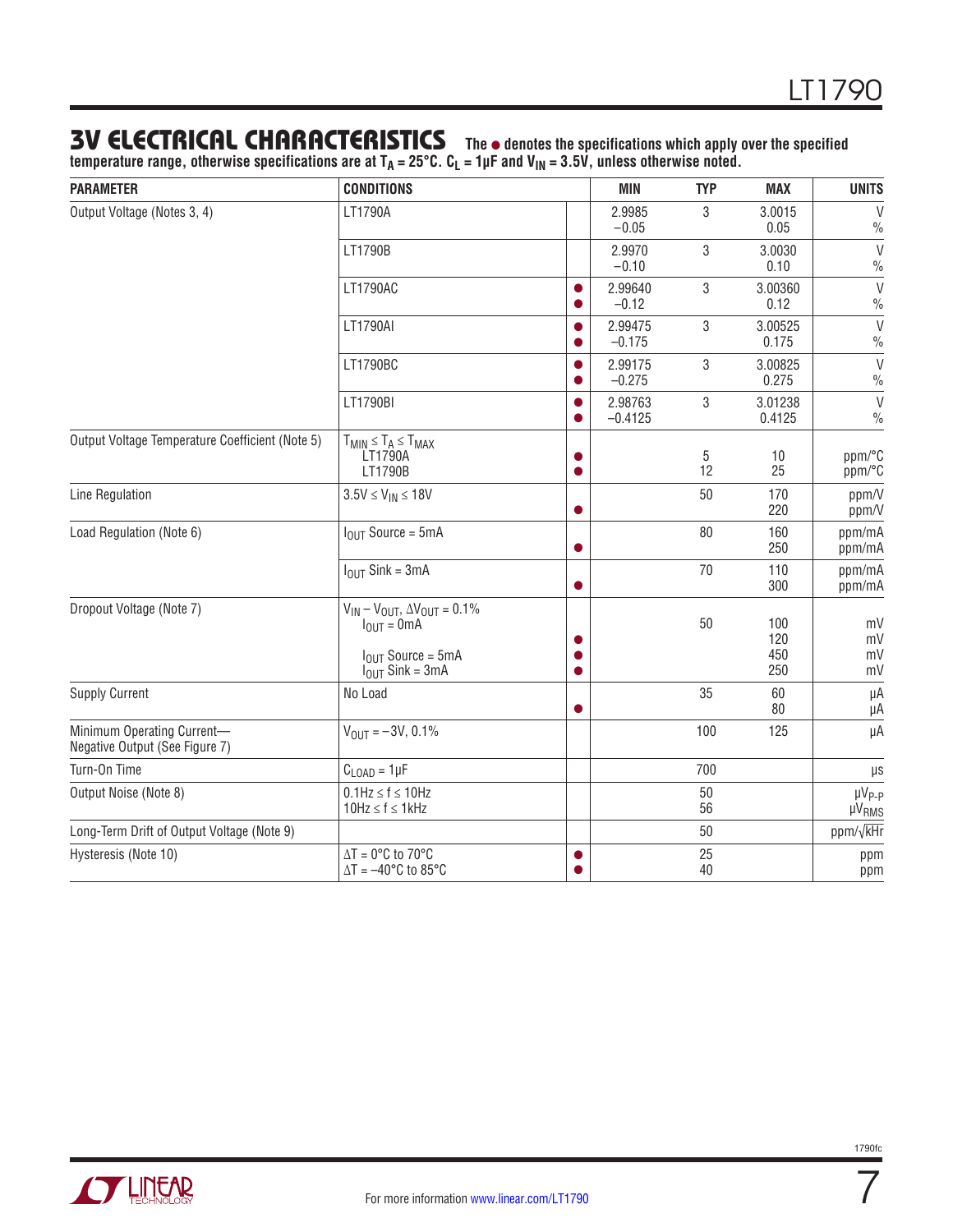## 3V ELECTRICAL CHARACTERISTICS

**The ● denotes the specifications which apply over the specified temperature range, otherwise specifications are at $T_A$ = 25°C. $C_L$ = 1µF and $V_{IN}$ = 3.5V, unless otherwise noted.**

| PARAMETER | CONDITIONS | | MIN | TYP | MAX | UNITS |
|---|---|---|---|---|---|---|
| Output Voltage (Notes 3, 4) | LT1790A | | 2.9985<br>−0.05 | 3 | 3.0015<br>0.05 | V<br>% |
| | LT1790B | | 2.9970<br>−0.10 | 3 | 3.0030<br>0.10 | V<br>% |
| | LT1790AC | ●<br>● | 2.99640<br>−0.12 | 3 | 3.00360<br>0.12 | V<br>% |
| | LT1790AI | ●<br>● | 2.99475<br>−0.175 | 3 | 3.00525<br>0.175 | V<br>% |
| | LT1790BC | ●<br>● | 2.99175<br>−0.275 | 3 | 3.00825<br>0.275 | V<br>% |
| | LT1790BI | ●<br>● | 2.98763<br>−0.4125 | 3 | 3.01238<br>0.4125 | V<br>% |
| Output Voltage Temperature Coefficient (Note 5) | $T_{MIN} \le T_A \le T_{MAX}$<br>LT1790A<br>LT1790B | <br>●<br>● | | <br>5<br>12 | <br>10<br>25 | <br>ppm/°C<br>ppm/°C |
| Line Regulation | $3.5V \le V_{IN} \le 18V$ | <br>● | | 50 | 170<br>220 | ppm/V<br>ppm/V |
| Load Regulation (Note 6) | $I_{OUT}$ Source = 5mA | <br>● | | 80 | 160<br>250 | ppm/mA<br>ppm/mA |
| | $I_{OUT}$ Sink = 3mA | <br>● | | 70 | 110<br>300 | ppm/mA<br>ppm/mA |
| Dropout Voltage (Note 7) | $V_{IN} – V_{OUT}$, $\Delta V_{OUT}$ = 0.1%<br>$I_{OUT}$ = 0mA<br><br>$I_{OUT}$ Source = 5mA<br>$I_{OUT}$ Sink = 3mA | <br><br>●<br>●<br>● | | <br>50 | <br>100<br>120<br>450<br>250 | <br>mV<br>mV<br>mV<br>mV |
| Supply Current | No Load | <br>● | | 35 | 60<br>80 | µA<br>µA |
| Minimum Operating Current—Negative Output (See Figure 7) | $V_{OUT}$ = −3V, 0.1% | | | 100 | 125 | µA |
| Turn-On Time | $C_{LOAD}$ = 1µF | | | 700 | | µs |
| Output Noise (Note 8) | $0.1Hz \le f \le 10Hz$<br>$10Hz \le f \le 1kHz$ | | | 50<br>56 | | $µV_{P-P}$<br>$µV_{RMS}$ |
| Long-Term Drift of Output Voltage (Note 9) | | | | 50 | | ppm/√kHr |
| Hysteresis (Note 10) | ΔT = 0°C to 70°C<br>ΔT = −40°C to 85°C | ●<br>● | | 25<br>40 | | ppm<br>ppm |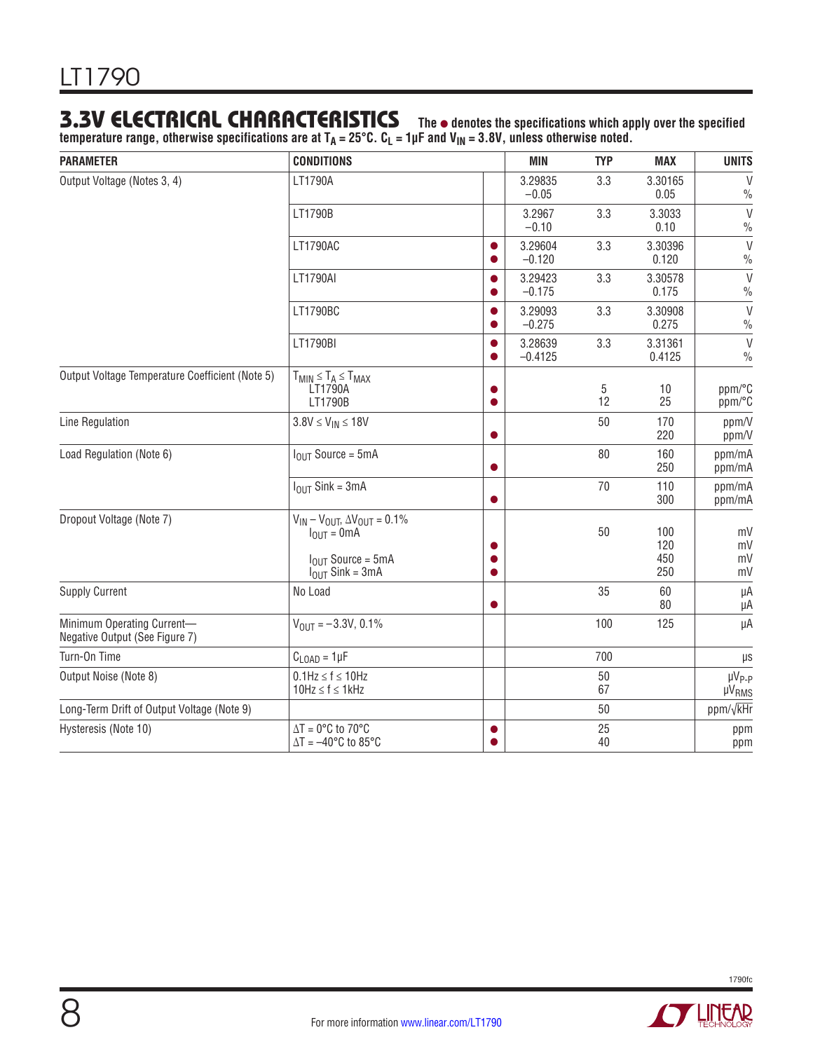## 3.3V ELECTRICAL CHARACTERISTICS

**The ● denotes the specifications which apply over the specified temperature range, otherwise specifications are at $T_A$ = 25°C. $C_L$ = 1µF and $V_{IN}$ = 3.8V, unless otherwise noted.**

| PARAMETER | CONDITIONS | | MIN | TYP | MAX | UNITS |
|---|---|---|---|---|---|---|
| Output Voltage (Notes 3, 4) | LT1790A | | 3.29835<br>–0.05 | 3.3 | 3.30165<br>0.05 | V<br>% |
| | LT1790B | | 3.2967<br>–0.10 | 3.3 | 3.3033<br>0.10 | V<br>% |
| | LT1790AC | ●<br>● | 3.29604<br>–0.120 | 3.3 | 3.30396<br>0.120 | V<br>% |
| | LT1790AI | ●<br>● | 3.29423<br>–0.175 | 3.3 | 3.30578<br>0.175 | V<br>% |
| | LT1790BC | ●<br>● | 3.29093<br>–0.275 | 3.3 | 3.30908<br>0.275 | V<br>% |
| | LT1790BI | ●<br>● | 3.28639<br>–0.4125 | 3.3 | 3.31361<br>0.4125 | V<br>% |
| Output Voltage Temperature Coefficient (Note 5) | $T_{MIN} \le T_A \le T_{MAX}$<br>LT1790A<br>LT1790B | <br>●<br>● | | <br>5<br>12 | <br>10<br>25 | <br>ppm/°C<br>ppm/°C |
| Line Regulation | 3.8V ≤ $V_{IN}$ ≤ 18V | <br>● | | 50 | 170<br>220 | ppm/V<br>ppm/V |
| Load Regulation (Note 6) | $I_{OUT}$ Source = 5mA | <br>● | | 80 | 160<br>250 | ppm/mA<br>ppm/mA |
| | $I_{OUT}$ Sink = 3mA | <br>● | | 70 | 110<br>300 | ppm/mA<br>ppm/mA |
| Dropout Voltage (Note 7) | $V_{IN} – V_{OUT}$, $\Delta V_{OUT}$ = 0.1%<br>$I_{OUT}$ = 0mA<br><br>$I_{OUT}$ Source = 5mA<br>$I_{OUT}$ Sink = 3mA | <br><br>●<br>●<br>● | | <br>50 | <br>100<br>120<br>450<br>250 | <br>mV<br>mV<br>mV<br>mV |
| Supply Current | No Load | <br>● | | 35 | 60<br>80 | µA<br>µA |
| Minimum Operating Current—Negative Output (See Figure 7) | $V_{OUT}$ = –3.3V, 0.1% | | | 100 | 125 | µA |
| Turn-On Time | $C_{LOAD}$ = 1µF | | | 700 | | µs |
| Output Noise (Note 8) | 0.1Hz ≤ f ≤ 10Hz<br>10Hz ≤ f ≤ 1kHz | | | 50<br>67 | | $µV_{P-P}$<br>$µV_{RMS}$ |
| Long-Term Drift of Output Voltage (Note 9) | | | | 50 | | ppm/√kHr |
| Hysteresis (Note 10) | ΔT = 0°C to 70°C<br>ΔT = –40°C to 85°C | ●<br>● | | 25<br>40 | | ppm<br>ppm |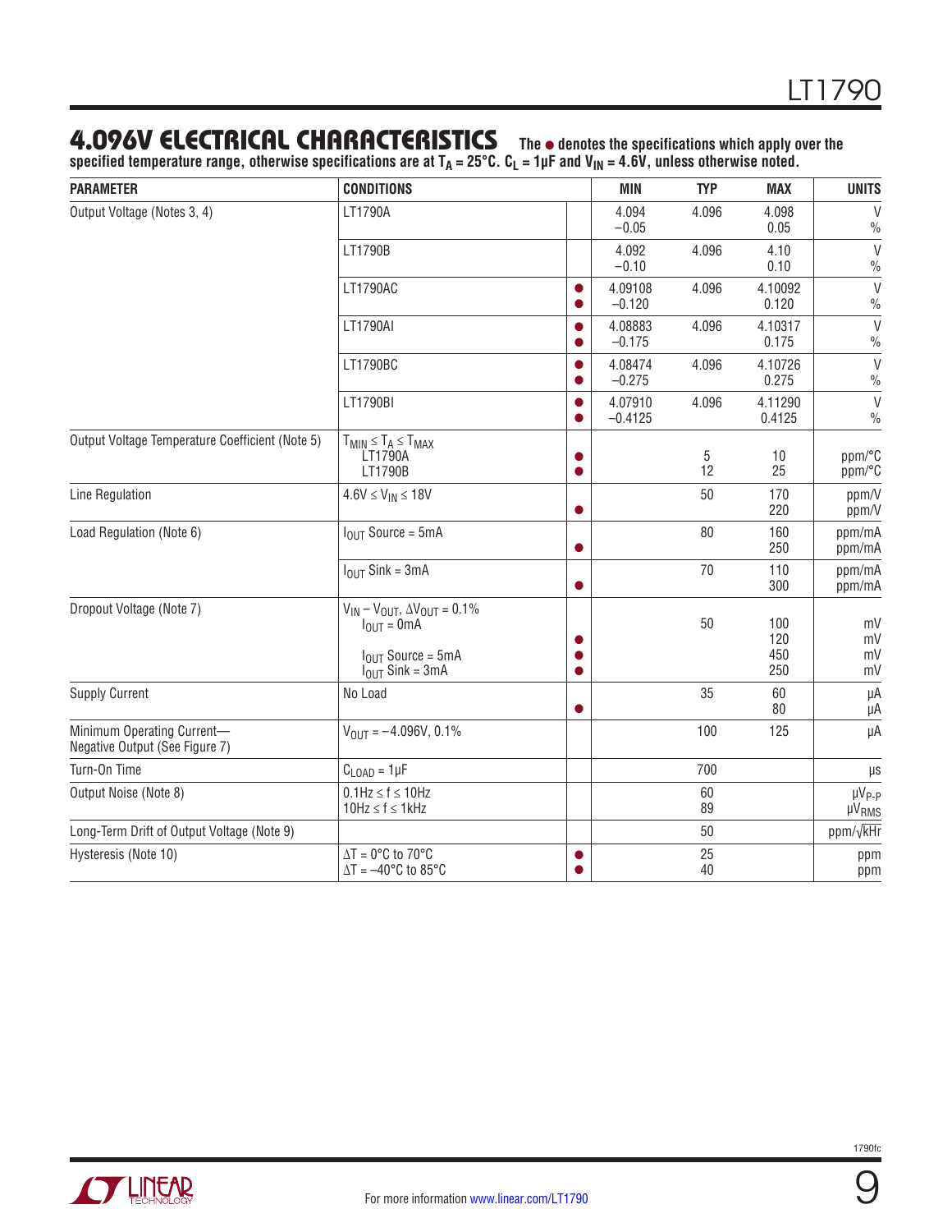## 4.096V ELECTRICAL CHARACTERISTICS

**The ● denotes the specifications which apply over the specified temperature range, otherwise specifications are at $T_A = 25°C$. $C_L = 1\mu F$ and $V_{IN} = 4.6V$, unless otherwise noted.**

| PARAMETER | CONDITIONS | | MIN | TYP | MAX | UNITS |
|---|---|---|---|---|---|---|
| Output Voltage (Notes 3, 4) | LT1790A | | 4.094<br>−0.05 | 4.096 | 4.098<br>0.05 | V<br>% |
| | LT1790B | | 4.092<br>−0.10 | 4.096 | 4.10<br>0.10 | V<br>% |
| | LT1790AC | ●<br>● | 4.09108<br>−0.120 | 4.096 | 4.10092<br>0.120 | V<br>% |
| | LT1790AI | ●<br>● | 4.08883<br>−0.175 | 4.096 | 4.10317<br>0.175 | V<br>% |
| | LT1790BC | ●<br>● | 4.08474<br>−0.275 | 4.096 | 4.10726<br>0.275 | V<br>% |
| | LT1790BI | ●<br>● | 4.07910<br>−0.4125 | 4.096 | 4.11290<br>0.4125 | V<br>% |
| Output Voltage Temperature Coefficient (Note 5) | $T_{MIN} \le T_A \le T_{MAX}$<br>LT1790A<br>LT1790B | ●<br>● | | 5<br>12 | 10<br>25 | ppm/°C<br>ppm/°C |
| Line Regulation | $4.6V \le V_{IN} \le 18V$ | <br>● | | 50 | 170<br>220 | ppm/V<br>ppm/V |
| Load Regulation (Note 6) | $I_{OUT}$ Source = 5mA | <br>● | | 80 | 160<br>250 | ppm/mA<br>ppm/mA |
| | $I_{OUT}$ Sink = 3mA | <br>● | | 70 | 110<br>300 | ppm/mA<br>ppm/mA |
| Dropout Voltage (Note 7) | $V_{IN} - V_{OUT}$, $\Delta V_{OUT} = 0.1\%$<br>$I_{OUT} = 0mA$<br><br>$I_{OUT}$ Source = 5mA<br>$I_{OUT}$ Sink = 3mA | <br><br>●<br>●<br>● | | <br>50 | <br>100<br>120<br>450<br>250 | <br>mV<br>mV<br>mV<br>mV |
| Supply Current | No Load | <br>● | | 35 | 60<br>80 | μA<br>μA |
| Minimum Operating Current—Negative Output (See Figure 7) | $V_{OUT} = -4.096V$, 0.1% | | | 100 | 125 | μA |
| Turn-On Time | $C_{LOAD} = 1\mu F$ | | | 700 | | μs |
| Output Noise (Note 8) | $0.1Hz \le f \le 10Hz$<br>$10Hz \le f \le 1kHz$ | | | 60<br>89 | | $\mu V_{P-P}$<br>$\mu V_{RMS}$ |
| Long-Term Drift of Output Voltage (Note 9) | | | | 50 | | ppm/√kHr |
| Hysteresis (Note 10) | ΔT = 0°C to 70°C<br>ΔT = −40°C to 85°C | ●<br>● | | 25<br>40 | | ppm<br>ppm |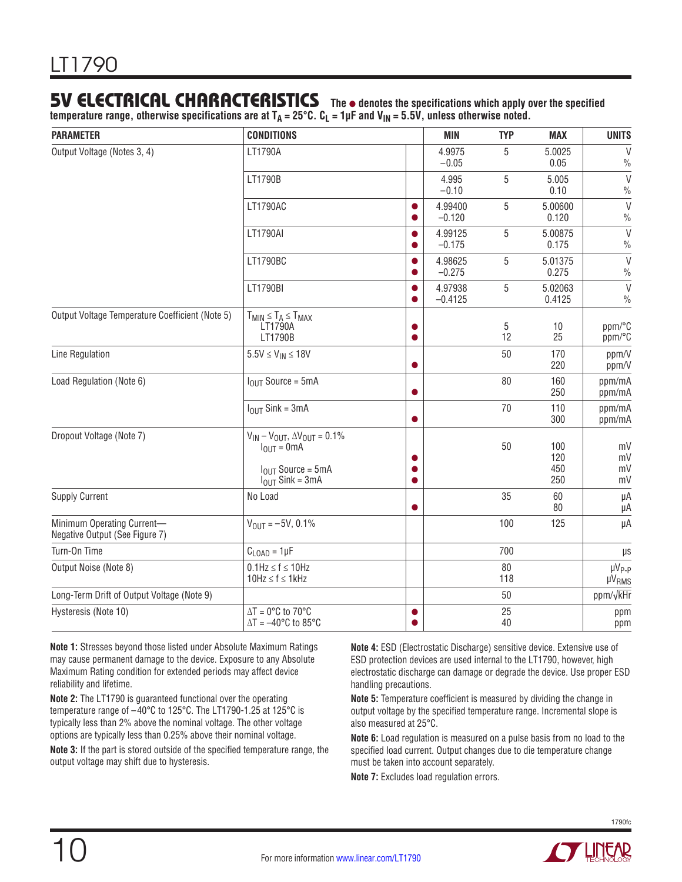## 5V ELECTRICAL CHARACTERISTICS

**The ● denotes the specifications which apply over the specified temperature range, otherwise specifications are at $T_A = 25°C$. $C_L = 1µF$ and $V_{IN} = 5.5V$, unless otherwise noted.**

| PARAMETER | CONDITIONS | | MIN | TYP | MAX | UNITS |
|---|---|---|---|---|---|---|
| Output Voltage (Notes 3, 4) | LT1790A | | 4.9975<br>−0.05 | 5 | 5.0025<br>0.05 | V<br>% |
| | LT1790B | | 4.995<br>−0.10 | 5 | 5.005<br>0.10 | V<br>% |
| | LT1790AC | ●<br>● | 4.99400<br>−0.120 | 5 | 5.00600<br>0.120 | V<br>% |
| | LT1790AI | ●<br>● | 4.99125<br>−0.175 | 5 | 5.00875<br>0.175 | V<br>% |
| | LT1790BC | ●<br>● | 4.98625<br>−0.275 | 5 | 5.01375<br>0.275 | V<br>% |
| | LT1790BI | ●<br>● | 4.97938<br>−0.4125 | 5 | 5.02063<br>0.4125 | V<br>% |
| Output Voltage Temperature Coefficient (Note 5) | $T_{MIN} \le T_A \le T_{MAX}$<br>LT1790A<br>LT1790B | <br>●<br>● | | <br>5<br>12 | <br>10<br>25 | <br>ppm/°C<br>ppm/°C |
| Line Regulation | $5.5V \le V_{IN} \le 18V$ | <br>● | | 50 | 170<br>220 | ppm/V<br>ppm/V |
| Load Regulation (Note 6) | $I_{OUT}$ Source = 5mA | <br>● | | 80 | 160<br>250 | ppm/mA<br>ppm/mA |
| | $I_{OUT}$ Sink = 3mA | <br>● | | 70 | 110<br>300 | ppm/mA<br>ppm/mA |
| Dropout Voltage (Note 7) | $V_{IN} - V_{OUT}$, $\Delta V_{OUT} = 0.1\%$<br>$I_{OUT} = 0mA$<br><br>$I_{OUT}$ Source = 5mA<br>$I_{OUT}$ Sink = 3mA | <br><br>●<br>●<br>● | | <br>50 | <br>100<br>120<br>450<br>250 | <br>mV<br>mV<br>mV<br>mV |
| Supply Current | No Load | <br>● | | 35 | 60<br>80 | µA<br>µA |
| Minimum Operating Current—Negative Output (See Figure 7) | $V_{OUT} = -5V$, 0.1% | | | 100 | 125 | µA |
| Turn-On Time | $C_{LOAD} = 1µF$ | | | 700 | | µs |
| Output Noise (Note 8) | $0.1Hz \le f \le 10Hz$<br>$10Hz \le f \le 1kHz$ | | | 80<br>118 | | $µV_{P-P}$<br>$µV_{RMS}$ |
| Long-Term Drift of Output Voltage (Note 9) | | | | 50 | | ppm/√kHr |
| Hysteresis (Note 10) | $\Delta T = 0°C$ to $70°C$<br>$\Delta T = -40°C$ to $85°C$ | ●<br>● | | 25<br>40 | | ppm<br>ppm |

**Note 1:** Stresses beyond those listed under Absolute Maximum Ratings may cause permanent damage to the device. Exposure to any Absolute Maximum Rating condition for extended periods may affect device reliability and lifetime.

**Note 2:** The LT1790 is guaranteed functional over the operating temperature range of −40°C to 125°C. The LT1790-1.25 at 125°C is typically less than 2% above the nominal voltage. The other voltage options are typically less than 0.25% above their nominal voltage.

**Note 3:** If the part is stored outside of the specified temperature range, the output voltage may shift due to hysteresis.

**Note 4:** ESD (Electrostatic Discharge) sensitive device. Extensive use of ESD protection devices are used internal to the LT1790, however, high electrostatic discharge can damage or degrade the device. Use proper ESD handling precautions.

**Note 5:** Temperature coefficient is measured by dividing the change in output voltage by the specified temperature range. Incremental slope is also measured at 25°C.

**Note 6:** Load regulation is measured on a pulse basis from no load to the specified load current. Output changes due to die temperature change must be taken into account separately.

**Note 7:** Excludes load regulation errors.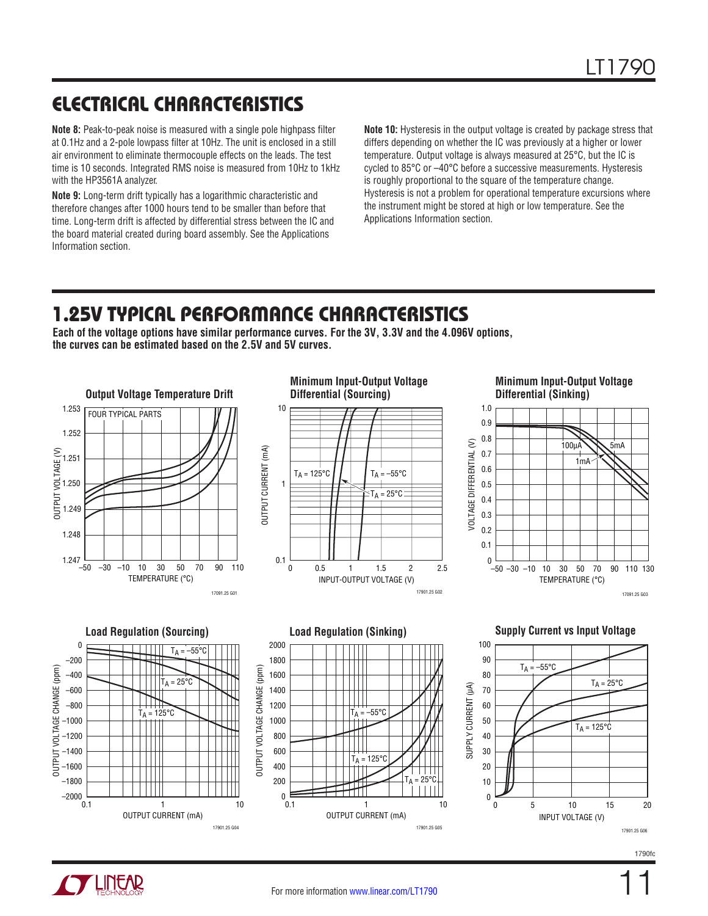## ELECTRICAL CHARACTERISTICS

**Note 8:** Peak-to-peak noise is measured with a single pole highpass filter at 0.1Hz and a 2-pole lowpass filter at 10Hz. The unit is enclosed in a still air environment to eliminate thermocouple effects on the leads. The test time is 10 seconds. Integrated RMS noise is measured from 10Hz to 1kHz with the HP3561A analyzer.

**Note 9:** Long-term drift typically has a logarithmic characteristic and therefore changes after 1000 hours tend to be smaller than before that time. Long-term drift is affected by differential stress between the IC and the board material created during board assembly. See the Applications Information section.

**Note 10:** Hysteresis in the output voltage is created by package stress that differs depending on whether the IC was previously at a higher or lower temperature. Output voltage is always measured at 25°C, but the IC is cycled to 85°C or –40°C before a successive measurements. Hysteresis is roughly proportional to the square of the temperature change. Hysteresis is not a problem for operational temperature excursions where the instrument might be stored at high or low temperature. See the Applications Information section.

## 1.25V TYPICAL PERFORMANCE CHARACTERISTICS

**Each of the voltage options have similar performance curves. For the 3V, 3.3V and the 4.096V options, the curves can be estimated based on the 2.5V and 5V curves.**

**Output Voltage Temperature Drift**

**Minimum Input-Output Voltage Differential (Sourcing)**

**Minimum Input-Output Voltage Differential (Sinking)**

**Load Regulation (Sourcing)**

**Load Regulation (Sinking)**

**Supply Current vs Input Voltage**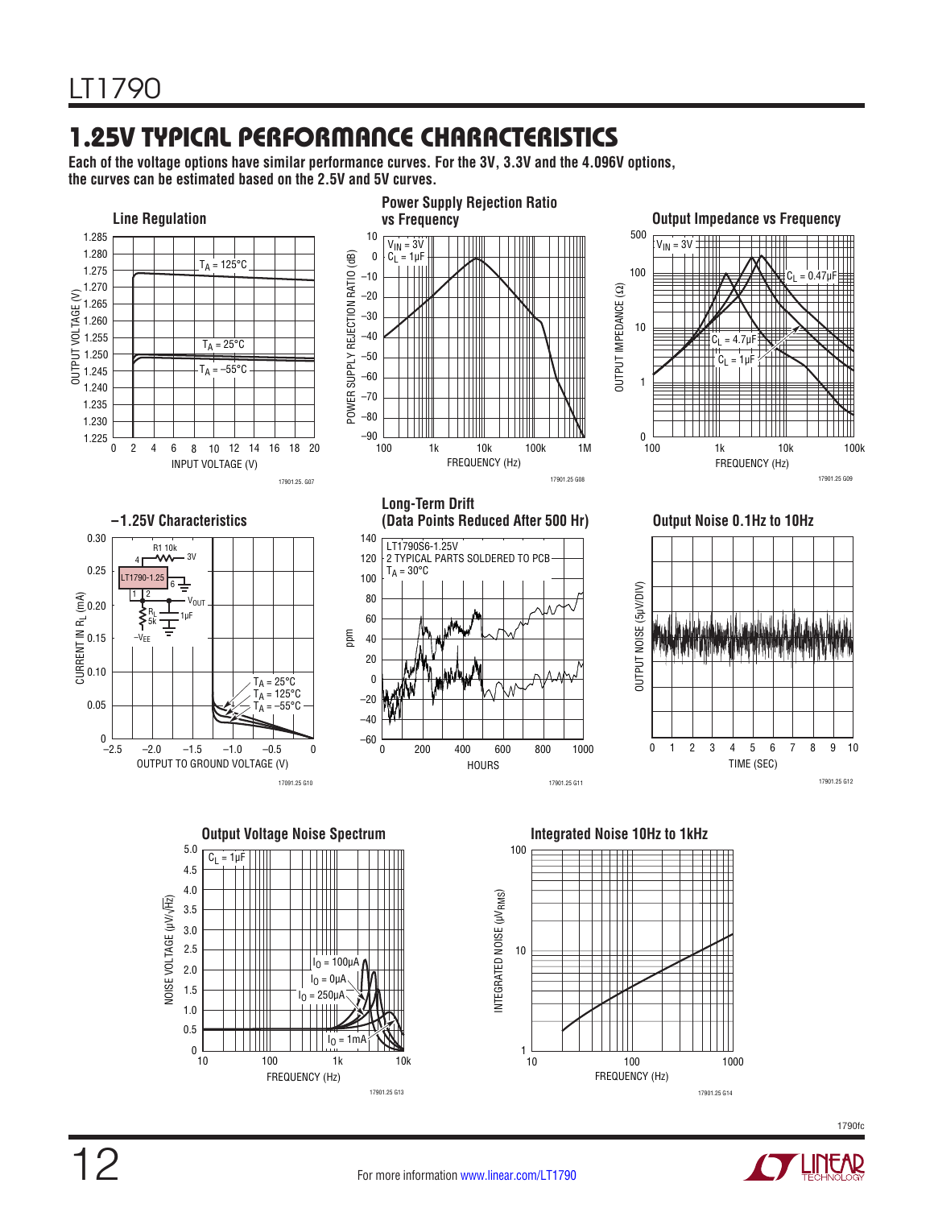## 1.25V TYPICAL PERFORMANCE CHARACTERISTICS

**Each of the voltage options have similar performance curves. For the 3V, 3.3V and the 4.096V options, the curves can be estimated based on the 2.5V and 5V curves.**

**Line Regulation**

17901.25. G07

**Power Supply Rejection Ratio vs Frequency**

17901.25 G08

**Output Impedance vs Frequency**

17901.25 G09

**−1.25V Characteristics**

17091.25 G10

**Long-Term Drift (Data Points Reduced After 500 Hr)**

17901.25 G11

**Output Noise 0.1Hz to 10Hz**

17901.25 G12

**Output Voltage Noise Spectrum**

17901.25 G13

**Integrated Noise 10Hz to 1kHz**

17901.25 G14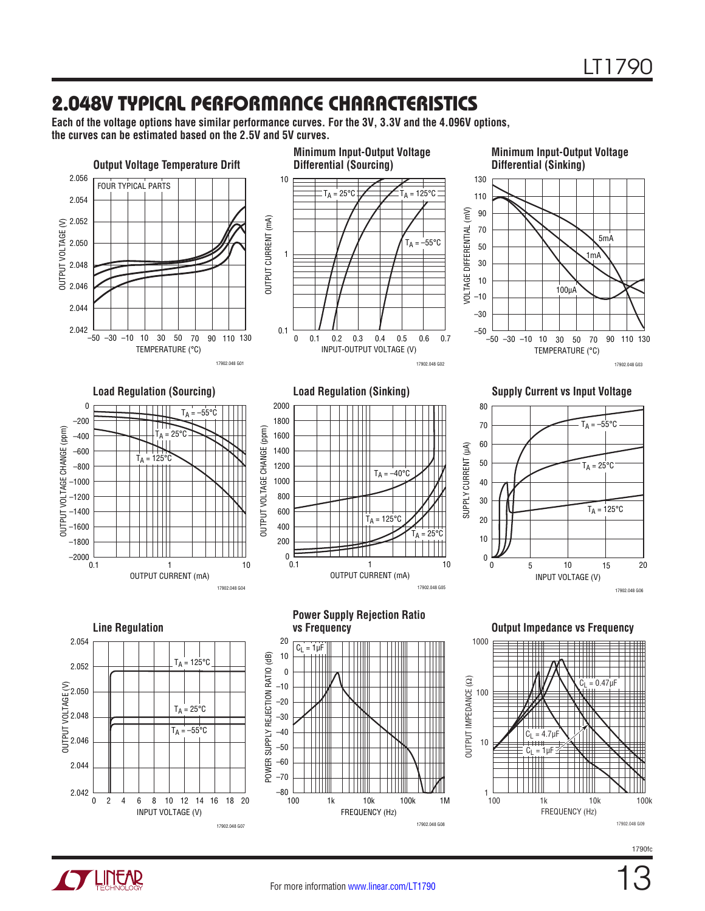## 2.048V TYPICAL PERFORMANCE CHARACTERISTICS

**Each of the voltage options have similar performance curves. For the 3V, 3.3V and the 4.096V options, the curves can be estimated based on the 2.5V and 5V curves.**

**Output Voltage Temperature Drift**

FOUR TYPICAL PARTS

OUTPUT VOLTAGE (V) vs TEMPERATURE (°C)

17902.048 G01

**Minimum Input-Output Voltage Differential (Sourcing)**

$T_A$ = 25°C, $T_A$ = 125°C, $T_A$ = –55°C

OUTPUT CURRENT (mA) vs INPUT-OUTPUT VOLTAGE (V)

17902.048 G02

**Minimum Input-Output Voltage Differential (Sinking)**

5mA, 1mA, 100µA

VOLTAGE DIFFERENTIAL (mV) vs TEMPERATURE (°C)

17902.048 G03

**Load Regulation (Sourcing)**

$T_A$ = –55°C, $T_A$ = 25°C, $T_A$ = 125°C

OUTPUT VOLTAGE CHANGE (ppm) vs OUTPUT CURRENT (mA)

17902.048 G04

**Load Regulation (Sinking)**

$T_A$ = –40°C, $T_A$ = 125°C, $T_A$ = 25°C

OUTPUT VOLTAGE CHANGE (ppm) vs OUTPUT CURRENT (mA)

17902.048 G05

**Supply Current vs Input Voltage**

$T_A$ = –55°C, $T_A$ = 25°C, $T_A$ = 125°C

SUPPLY CURRENT (µA) vs INPUT VOLTAGE (V)

17902.048 G06

**Line Regulation**

$T_A$ = 125°C, $T_A$ = 25°C, $T_A$ = –55°C

OUTPUT VOLTAGE (V) vs INPUT VOLTAGE (V)

17902.048 G07

**Power Supply Rejection Ratio vs Frequency**

$C_L$ = 1µF

POWER SUPPLY REJECTION RATIO (dB) vs FREQUENCY (Hz)

17902.048 G08

**Output Impedance vs Frequency**

$C_L$ = 0.47µF, $C_L$ = 4.7µF, $C_L$ = 1µF

OUTPUT IMPEDANCE (Ω) vs FREQUENCY (Hz)

17902.048 G09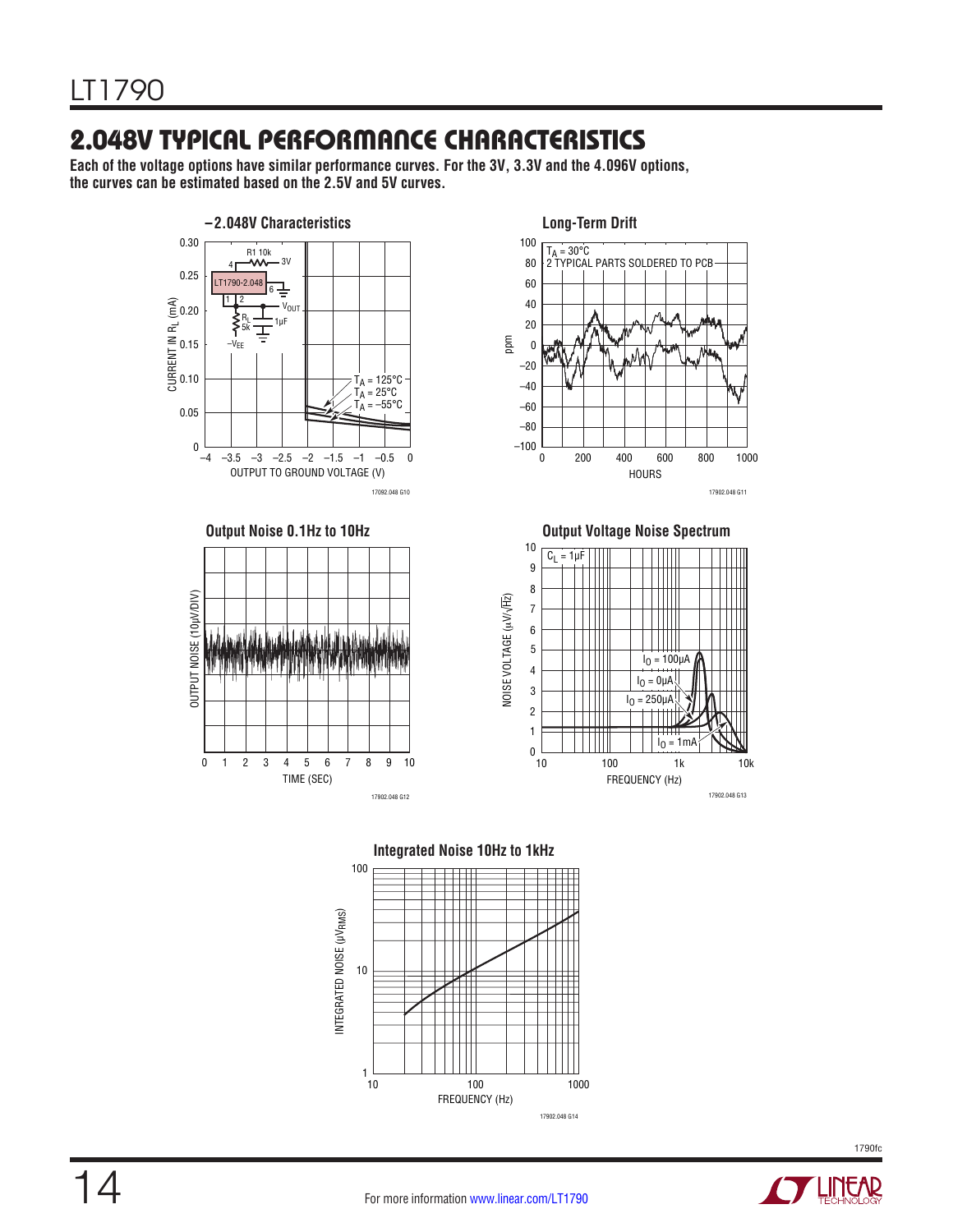## 2.048V TYPICAL PERFORMANCE CHARACTERISTICS

**Each of the voltage options have similar performance curves. For the 3V, 3.3V and the 4.096V options, the curves can be estimated based on the 2.5V and 5V curves.**

**–2.048V Characteristics**

**Long-Term Drift**

**Output Noise 0.1Hz to 10Hz**

**Output Voltage Noise Spectrum**

**Integrated Noise 10Hz to 1kHz**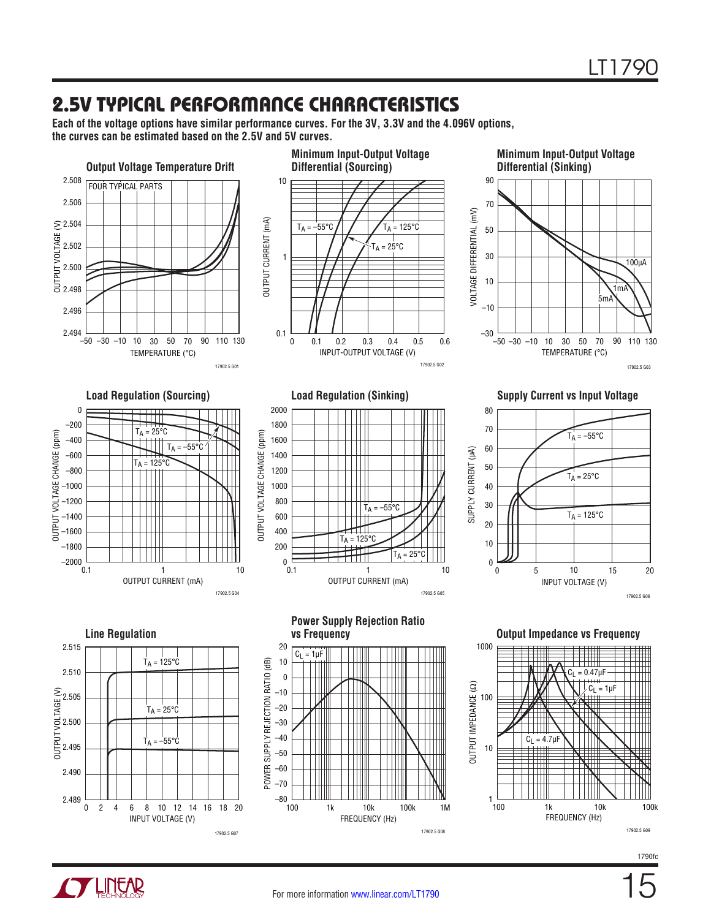## 2.5V TYPICAL PERFORMANCE CHARACTERISTICS

**Each of the voltage options have similar performance curves. For the 3V, 3.3V and the 4.096V options, the curves can be estimated based on the 2.5V and 5V curves.**

**Output Voltage Temperature Drift**

FOUR TYPICAL PARTS

OUTPUT VOLTAGE (V) vs TEMPERATURE (°C)

17902.5 G01

**Minimum Input-Output Voltage Differential (Sourcing)**

$T_A$ = –55°C, $T_A$ = 125°C, $T_A$ = 25°C

OUTPUT CURRENT (mA) vs INPUT-OUTPUT VOLTAGE (V)

17902.5 G02

**Minimum Input-Output Voltage Differential (Sinking)**

100µA, 1mA, 5mA

VOLTAGE DIFFERENTIAL (mV) vs TEMPERATURE (°C)

17902.5 G03

**Load Regulation (Sourcing)**

$T_A$ = 25°C, $T_A$ = –55°C, $T_A$ = 125°C

OUTPUT VOLTAGE CHANGE (ppm) vs OUTPUT CURRENT (mA)

17902.5 G04

**Load Regulation (Sinking)**

$T_A$ = –55°C, $T_A$ = 125°C, $T_A$ = 25°C

OUTPUT VOLTAGE CHANGE (ppm) vs OUTPUT CURRENT (mA)

17902.5 G05

**Supply Current vs Input Voltage**

$T_A$ = –55°C, $T_A$ = 25°C, $T_A$ = 125°C

SUPPLY CURRENT (µA) vs INPUT VOLTAGE (V)

17902.5 G06

**Line Regulation**

$T_A$ = 125°C, $T_A$ = 25°C, $T_A$ = –55°C

OUTPUT VOLTAGE (V) vs INPUT VOLTAGE (V)

17902.5 G07

**Power Supply Rejection Ratio vs Frequency**

$C_L$ = 1µF

POWER SUPPLY REJECTION RATIO (dB) vs FREQUENCY (Hz)

17902.5 G08

**Output Impedance vs Frequency**

$C_L$ = 0.47µF, $C_L$ = 1µF, $C_L$ = 4.7µF

OUTPUT IMPEDANCE (Ω) vs FREQUENCY (Hz)

17902.5 G09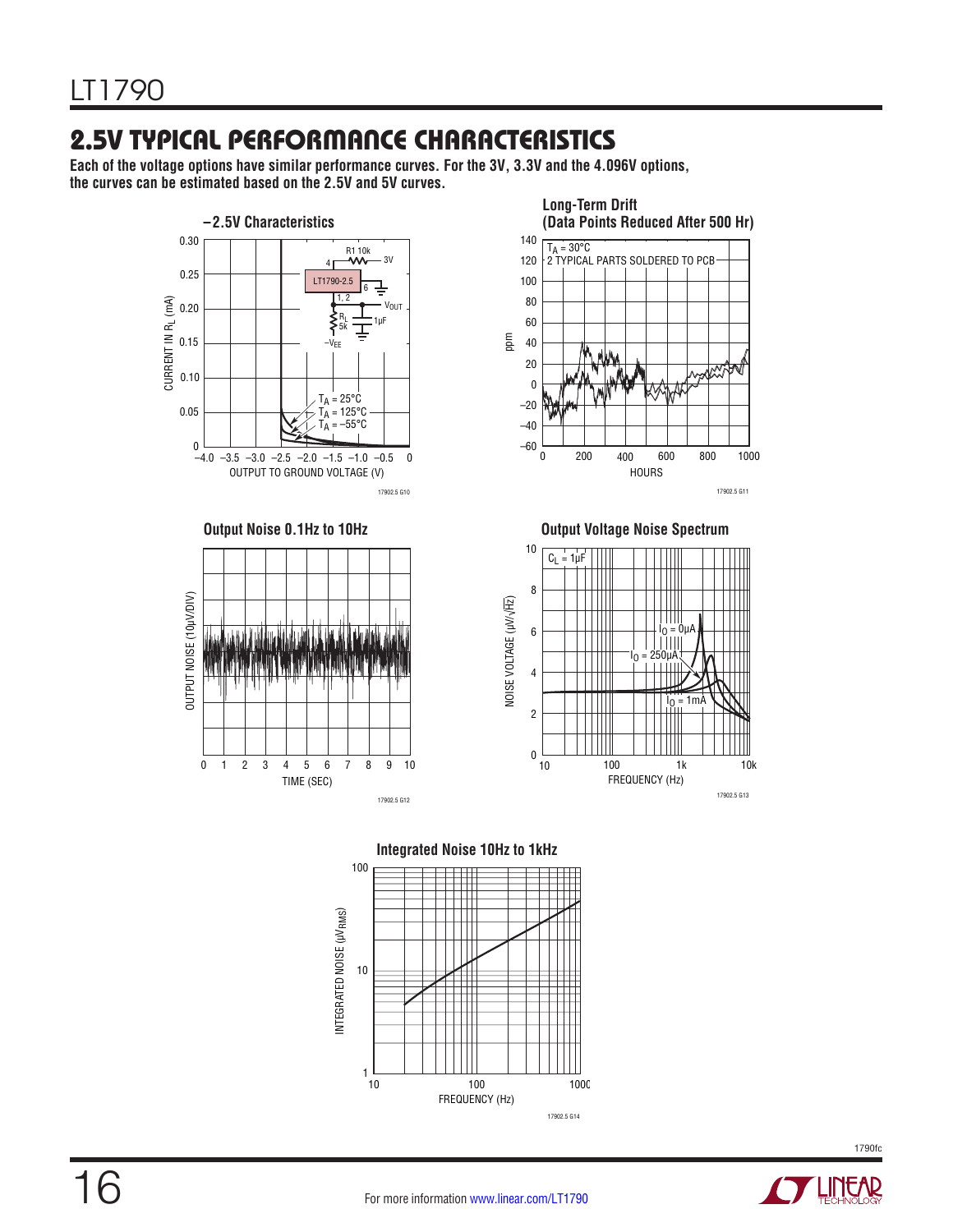## 2.5V TYPICAL PERFORMANCE CHARACTERISTICS

**Each of the voltage options have similar performance curves. For the 3V, 3.3V and the 4.096V options, the curves can be estimated based on the 2.5V and 5V curves.**

**–2.5V Characteristics**

**Long-Term Drift (Data Points Reduced After 500 Hr)**

**Output Noise 0.1Hz to 10Hz**

**Output Voltage Noise Spectrum**

**Integrated Noise 10Hz to 1kHz**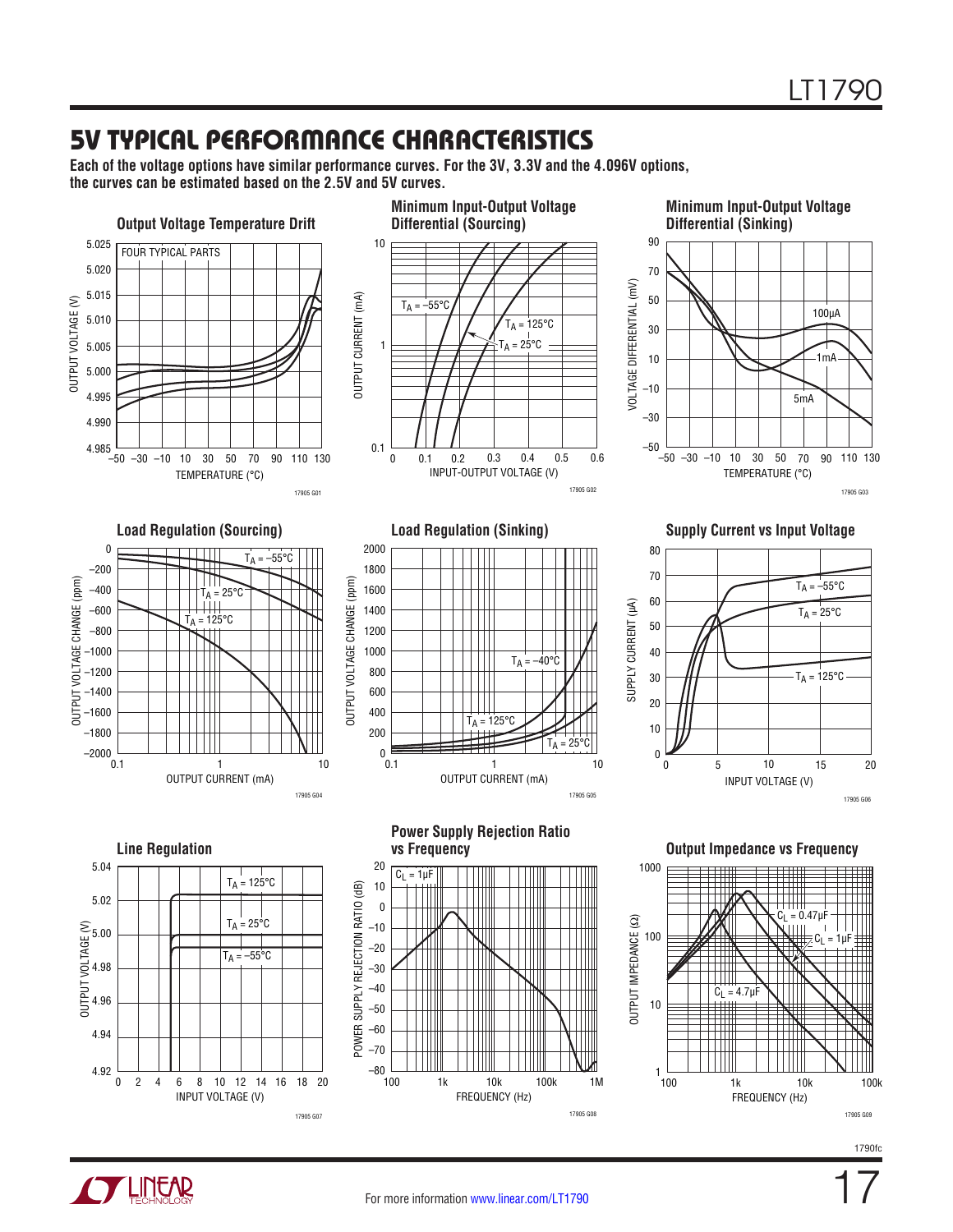# 5V TYPICAL PERFORMANCE CHARACTERISTICS

**Each of the voltage options have similar performance curves. For the 3V, 3.3V and the 4.096V options, the curves can be estimated based on the 2.5V and 5V curves.**

**Output Voltage Temperature Drift**

FOUR TYPICAL PARTS

OUTPUT VOLTAGE (V) vs TEMPERATURE (°C)

17905 G01

**Minimum Input-Output Voltage Differential (Sourcing)**

OUTPUT CURRENT (mA) vs INPUT-OUTPUT VOLTAGE (V)

$T_A$ = –55°C, $T_A$ = 125°C, $T_A$ = 25°C

17905 G02

**Minimum Input-Output Voltage Differential (Sinking)**

VOLTAGE DIFFERENTIAL (mV) vs TEMPERATURE (°C)

100µA, 1mA, 5mA

17905 G03

**Load Regulation (Sourcing)**

OUTPUT VOLTAGE CHANGE (ppm) vs OUTPUT CURRENT (mA)

$T_A$ = –55°C, $T_A$ = 25°C, $T_A$ = 125°C

17905 G04

**Load Regulation (Sinking)**

OUTPUT VOLTAGE CHANGE (ppm) vs OUTPUT CURRENT (mA)

$T_A$ = –40°C, $T_A$ = 125°C, $T_A$ = 25°C

17905 G05

**Supply Current vs Input Voltage**

SUPPLY CURRENT (µA) vs INPUT VOLTAGE (V)

$T_A$ = –55°C, $T_A$ = 25°C, $T_A$ = 125°C

17905 G06

**Line Regulation**

OUTPUT VOLTAGE (V) vs INPUT VOLTAGE (V)

$T_A$ = 125°C, $T_A$ = 25°C, $T_A$ = –55°C

17905 G07

**Power Supply Rejection Ratio vs Frequency**

POWER SUPPLY REJECTION RATIO (dB) vs FREQUENCY (Hz)

$C_L$ = 1µF

17905 G08

**Output Impedance vs Frequency**

OUTPUT IMPEDANCE (Ω) vs FREQUENCY (Hz)

$C_L$ = 0.47µF, $C_L$ = 1µF, $C_L$ = 4.7µF

17905 G09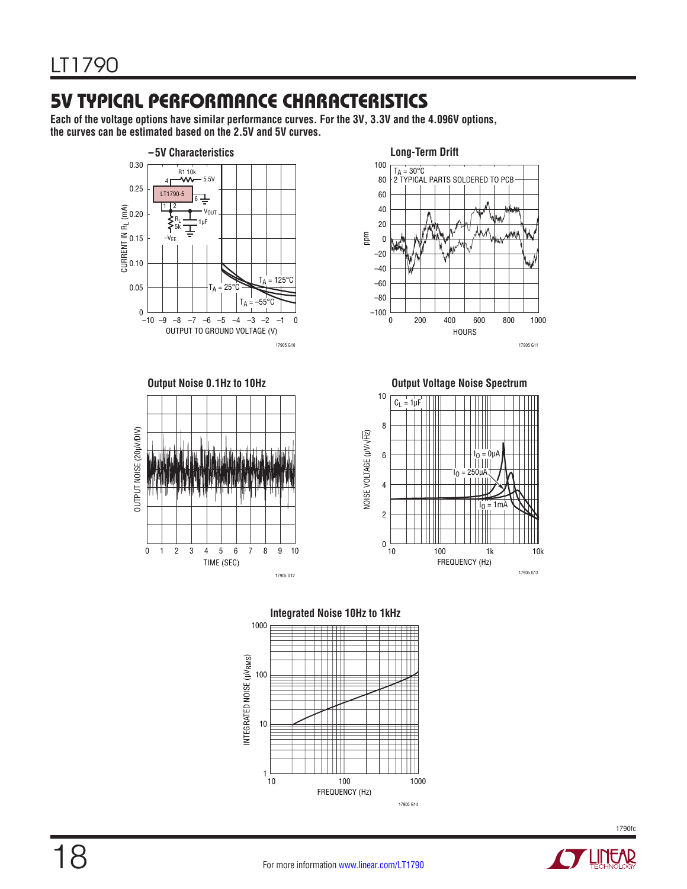## 5V TYPICAL PERFORMANCE CHARACTERISTICS

**Each of the voltage options have similar performance curves. For the 3V, 3.3V and the 4.096V options, the curves can be estimated based on the 2.5V and 5V curves.**

**−5V Characteristics**

**Long-Term Drift**

**Output Noise 0.1Hz to 10Hz**

**Output Voltage Noise Spectrum**

**Integrated Noise 10Hz to 1kHz**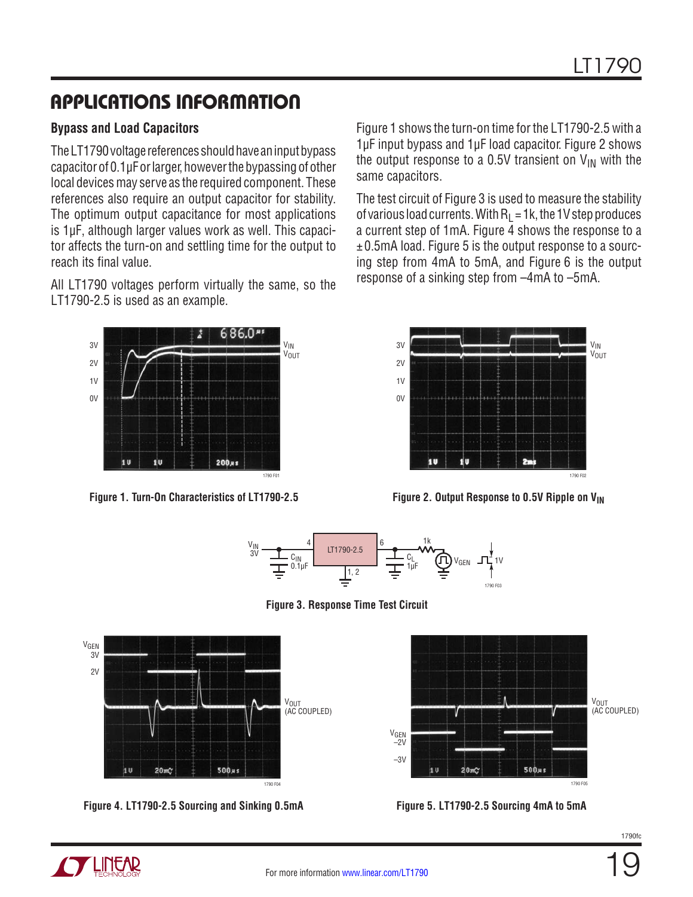## APPLICATIONS INFORMATION

### Bypass and Load Capacitors

The LT1790 voltage references should have an input bypass capacitor of 0.1µF or larger, however the bypassing of other local devices may serve as the required component. These references also require an output capacitor for stability. The optimum output capacitance for most applications is 1µF, although larger values work as well. This capacitor affects the turn-on and settling time for the output to reach its final value.

All LT1790 voltages perform virtually the same, so the LT1790-2.5 is used as an example.

Figure 1 shows the turn-on time for the LT1790-2.5 with a 1µF input bypass and 1µF load capacitor. Figure 2 shows the output response to a 0.5V transient on $V_{IN}$ with the same capacitors.

The test circuit of Figure 3 is used to measure the stability of various load currents. With $R_L$ = 1k, the 1V step produces a current step of 1mA. Figure 4 shows the response to a ±0.5mA load. Figure 5 is the output response to a sourcing step from 4mA to 5mA, and Figure 6 is the output response of a sinking step from –4mA to –5mA.

**Figure 1. Turn-On Characteristics of LT1790-2.5**

**Figure 2. Output Response to 0.5V Ripple on $V_{IN}$**

**Figure 3. Response Time Test Circuit**

**Figure 4. LT1790-2.5 Sourcing and Sinking 0.5mA**

**Figure 5. LT1790-2.5 Sourcing 4mA to 5mA**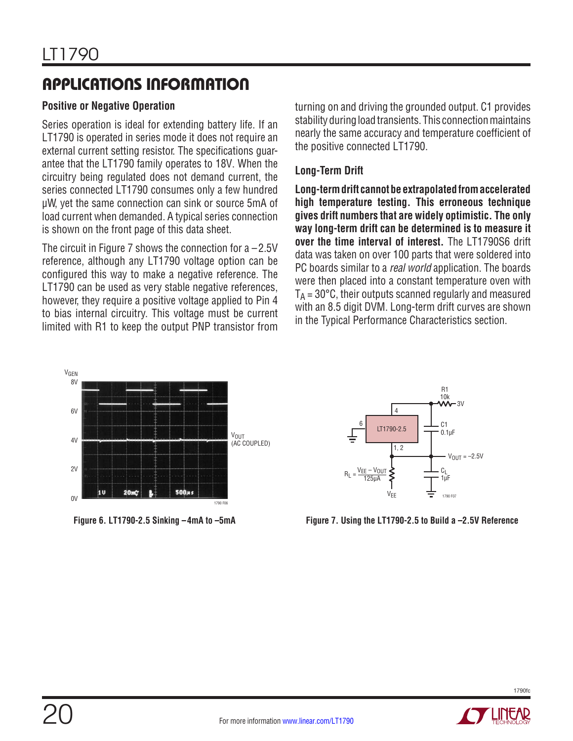## APPLICATIONS INFORMATION

### Positive or Negative Operation

Series operation is ideal for extending battery life. If an LT1790 is operated in series mode it does not require an external current setting resistor. The specifications guarantee that the LT1790 family operates to 18V. When the circuitry being regulated does not demand current, the series connected LT1790 consumes only a few hundred µW, yet the same connection can sink or source 5mA of load current when demanded. A typical series connection is shown on the front page of this data sheet.

The circuit in Figure 7 shows the connection for a –2.5V reference, although any LT1790 voltage option can be configured this way to make a negative reference. The LT1790 can be used as very stable negative references, however, they require a positive voltage applied to Pin 4 to bias internal circuitry. This voltage must be current limited with R1 to keep the output PNP transistor from turning on and driving the grounded output. C1 provides stability during load transients. This connection maintains nearly the same accuracy and temperature coefficient of the positive connected LT1790.

### Long-Term Drift

**Long-term drift cannot be extrapolated from accelerated high temperature testing. This erroneous technique gives drift numbers that are widely optimistic. The only way long-term drift can be determined is to measure it over the time interval of interest.** The LT1790S6 drift data was taken on over 100 parts that were soldered into PC boards similar to a *real world* application. The boards were then placed into a constant temperature oven with $T_A$ = 30°C, their outputs scanned regularly and measured with an 8.5 digit DVM. Long-term drift curves are shown in the Typical Performance Characteristics section.

**Figure 6. LT1790-2.5 Sinking –4mA to –5mA**

**Figure 7. Using the LT1790-2.5 to Build a –2.5V Reference**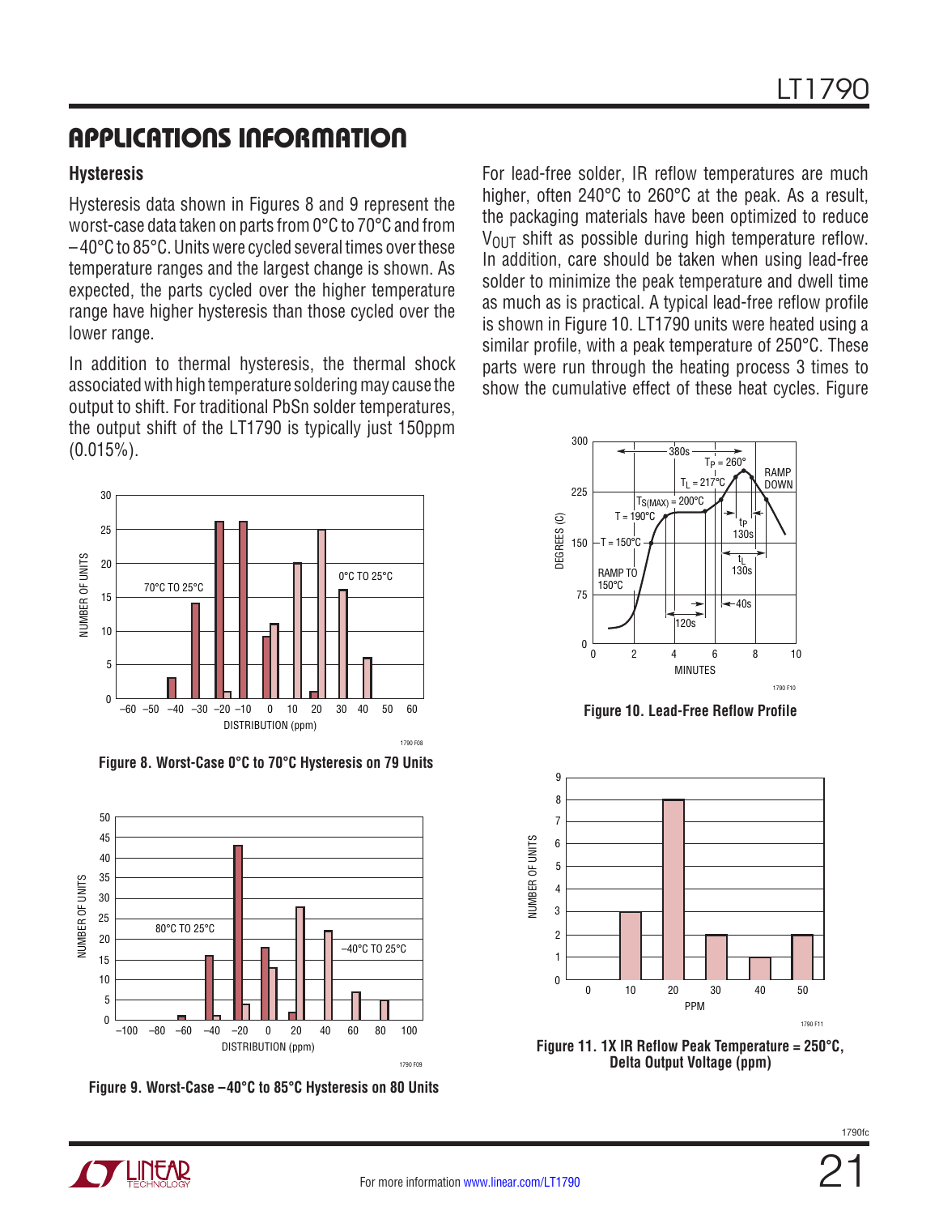## APPLICATIONS INFORMATION

### Hysteresis

Hysteresis data shown in Figures 8 and 9 represent the worst-case data taken on parts from 0°C to 70°C and from –40°C to 85°C. Units were cycled several times over these temperature ranges and the largest change is shown. As expected, the parts cycled over the higher temperature range have higher hysteresis than those cycled over the lower range.

In addition to thermal hysteresis, the thermal shock associated with high temperature soldering may cause the output to shift. For traditional PbSn solder temperatures, the output shift of the LT1790 is typically just 150ppm (0.015%).

Figure 8. Worst-Case 0°C to 70°C Hysteresis on 79 Units

Figure 9. Worst-Case –40°C to 85°C Hysteresis on 80 Units

For lead-free solder, IR reflow temperatures are much higher, often 240°C to 260°C at the peak. As a result, the packaging materials have been optimized to reduce $V_{OUT}$ shift as possible during high temperature reflow. In addition, care should be taken when using lead-free solder to minimize the peak temperature and dwell time as much as is practical. A typical lead-free reflow profile is shown in Figure 10. LT1790 units were heated using a similar profile, with a peak temperature of 250°C. These parts were run through the heating process 3 times to show the cumulative effect of these heat cycles. Figure

Figure 10. Lead-Free Reflow Profile

Figure 11. 1X IR Reflow Peak Temperature = 250°C, Delta Output Voltage (ppm)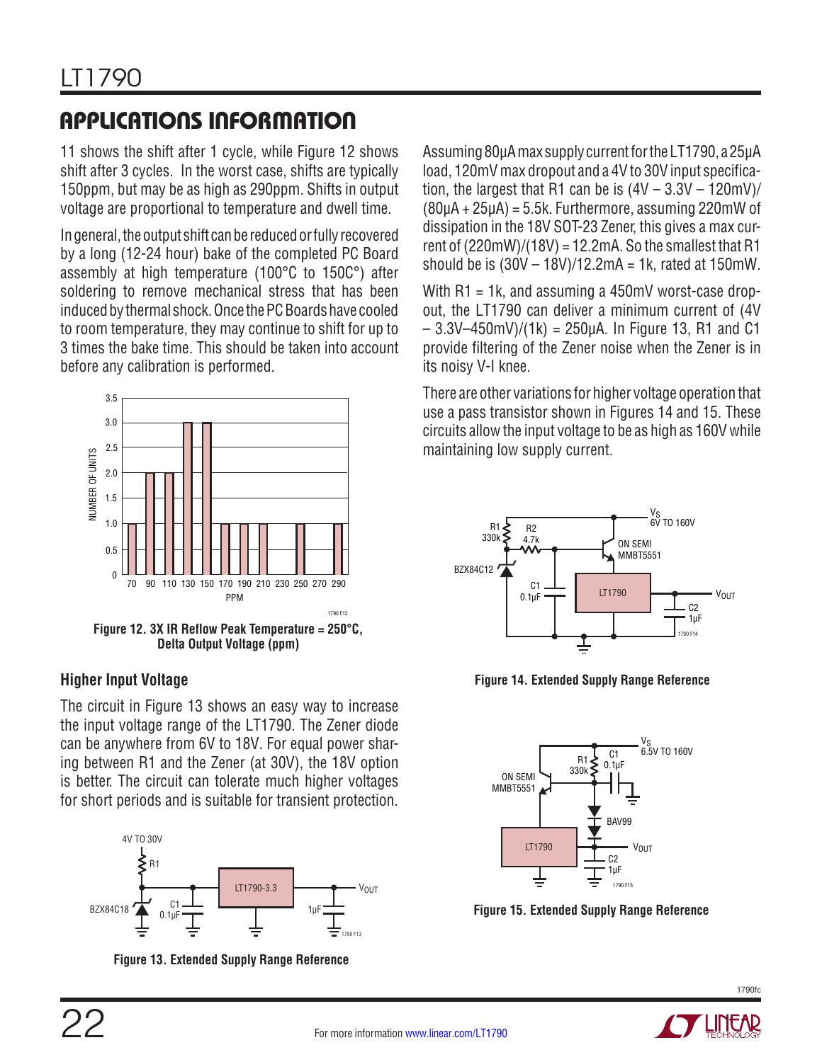## APPLICATIONS INFORMATION

11 shows the shift after 1 cycle, while Figure 12 shows shift after 3 cycles. In the worst case, shifts are typically 150ppm, but may be as high as 290ppm. Shifts in output voltage are proportional to temperature and dwell time.

In general, the output shift can be reduced or fully recovered by a long (12-24 hour) bake of the completed PC Board assembly at high temperature (100°C to 150C°) after soldering to remove mechanical stress that has been induced by thermal shock. Once the PC Boards have cooled to room temperature, they may continue to shift for up to 3 times the bake time. This should be taken into account before any calibration is performed.

Figure 12. 3X IR Reflow Peak Temperature = 250°C, Delta Output Voltage (ppm)

### Higher Input Voltage

The circuit in Figure 13 shows an easy way to increase the input voltage range of the LT1790. The Zener diode can be anywhere from 6V to 18V. For equal power sharing between R1 and the Zener (at 30V), the 18V option is better. The circuit can tolerate much higher voltages for short periods and is suitable for transient protection.

Figure 13. Extended Supply Range Reference

Assuming 80µA max supply current for the LT1790, a 25µA load, 120mV max dropout and a 4V to 30V input specification, the largest that R1 can be is (4V – 3.3V – 120mV)/(80µA + 25µA) = 5.5k. Furthermore, assuming 220mW of dissipation in the 18V SOT-23 Zener, this gives a max current of (220mW)/(18V) = 12.2mA. So the smallest that R1 should be is (30V – 18V)/12.2mA = 1k, rated at 150mW.

With R1 = 1k, and assuming a 450mV worst-case dropout, the LT1790 can deliver a minimum current of (4V – 3.3V–450mV)/(1k) = 250µA. In Figure 13, R1 and C1 provide filtering of the Zener noise when the Zener is in its noisy V-I knee.

There are other variations for higher voltage operation that use a pass transistor shown in Figures 14 and 15. These circuits allow the input voltage to be as high as 160V while maintaining low supply current.

Figure 14. Extended Supply Range Reference

Figure 15. Extended Supply Range Reference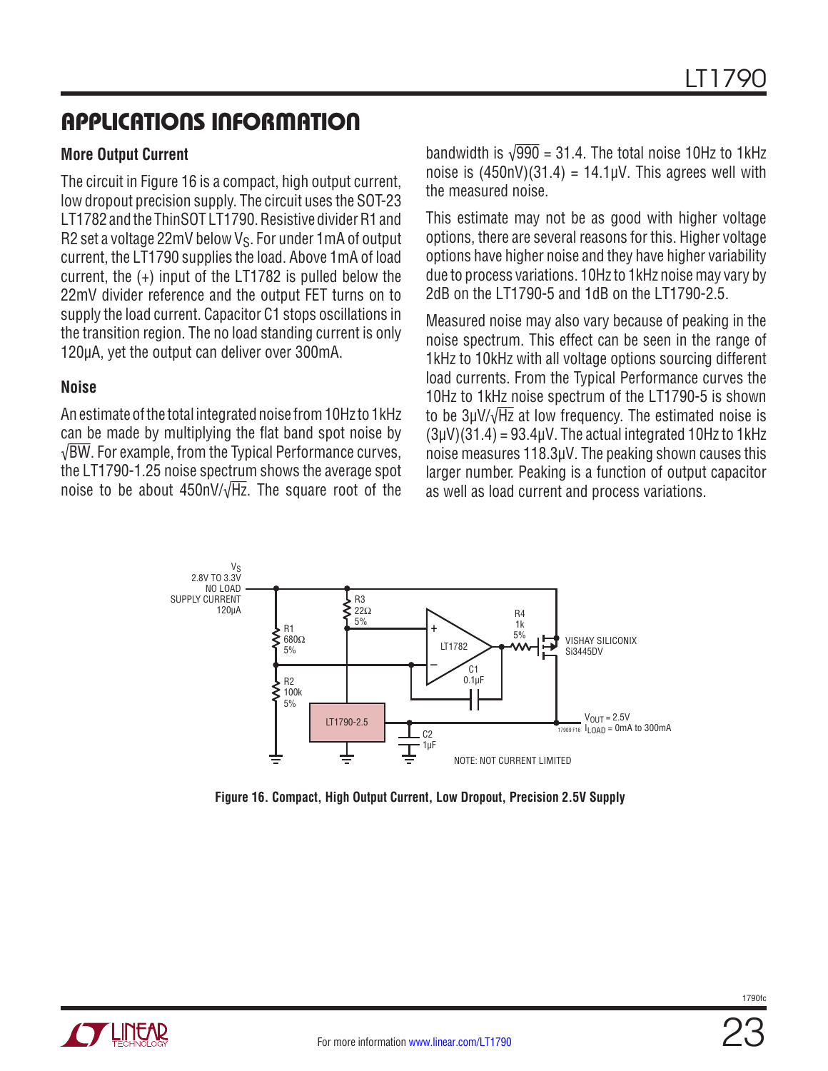## APPLICATIONS INFORMATION

### More Output Current

The circuit in Figure 16 is a compact, high output current, low dropout precision supply. The circuit uses the SOT-23 LT1782 and the ThinSOT LT1790. Resistive divider R1 and R2 set a voltage 22mV below $V_S$. For under 1mA of output current, the LT1790 supplies the load. Above 1mA of load current, the (+) input of the LT1782 is pulled below the 22mV divider reference and the output FET turns on to supply the load current. Capacitor C1 stops oscillations in the transition region. The no load standing current is only 120µA, yet the output can deliver over 300mA.

### Noise

An estimate of the total integrated noise from 10Hz to 1kHz can be made by multiplying the flat band spot noise by $\sqrt{BW}$. For example, from the Typical Performance curves, the LT1790-1.25 noise spectrum shows the average spot noise to be about $450nV/\sqrt{Hz}$. The square root of the bandwidth is $\sqrt{990} = 31.4$. The total noise 10Hz to 1kHz noise is $(450nV)(31.4) = 14.1µV$. This agrees well with the measured noise.

This estimate may not be as good with higher voltage options, there are several reasons for this. Higher voltage options have higher noise and they have higher variability due to process variations. 10Hz to 1kHz noise may vary by 2dB on the LT1790-5 and 1dB on the LT1790-2.5.

Measured noise may also vary because of peaking in the noise spectrum. This effect can be seen in the range of 1kHz to 10kHz with all voltage options sourcing different load currents. From the Typical Performance curves the 10Hz to 1kHz noise spectrum of the LT1790-5 is shown to be $3µV/\sqrt{Hz}$ at low frequency. The estimated noise is $(3µV)(31.4) = 93.4µV$. The actual integrated 10Hz to 1kHz noise measures 118.3µV. The peaking shown causes this larger number. Peaking is a function of output capacitor as well as load current and process variations.

**Figure 16. Compact, High Output Current, Low Dropout, Precision 2.5V Supply**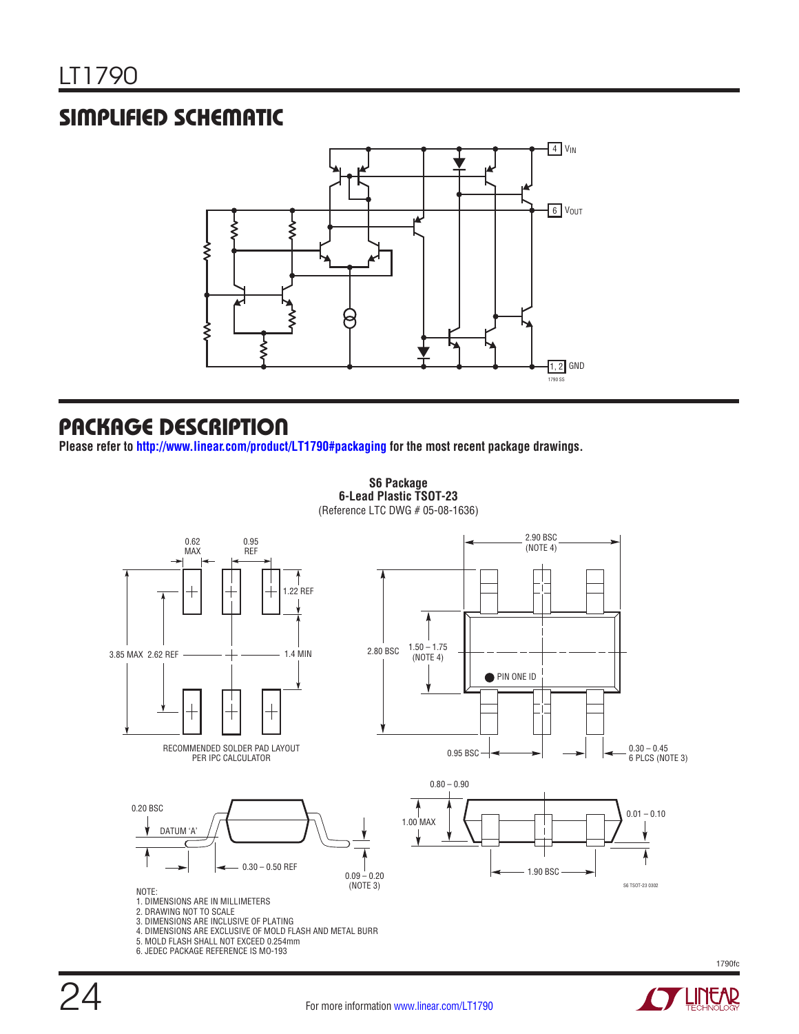## SIMPLIFIED SCHEMATIC

4 $V_{IN}$

6 $V_{OUT}$

1, 2 GND

1790 SS

## PACKAGE DESCRIPTION

**Please refer to http://www.linear.com/product/LT1790#packaging for the most recent package drawings.**

**S6 Package**
**6-Lead Plastic TSOT-23**
(Reference LTC DWG # 05-08-1636)

0.62 MAX
0.95 REF
1.22 REF
3.85 MAX
2.62 REF
1.4 MIN

RECOMMENDED SOLDER PAD LAYOUT PER IPC CALCULATOR

2.90 BSC (NOTE 4)
2.80 BSC
1.50 – 1.75 (NOTE 4)
PIN ONE ID
0.95 BSC
0.30 – 0.45 6 PLCS (NOTE 3)

0.20 BSC
DATUM 'A'
0.30 – 0.50 REF
0.09 – 0.20 (NOTE 3)

0.80 – 0.90
1.00 MAX
0.01 – 0.10
1.90 BSC

S6 TSOT-23 0302

NOTE:
1. DIMENSIONS ARE IN MILLIMETERS
2. DRAWING NOT TO SCALE
3. DIMENSIONS ARE INCLUSIVE OF PLATING
4. DIMENSIONS ARE EXCLUSIVE OF MOLD FLASH AND METAL BURR
5. MOLD FLASH SHALL NOT EXCEED 0.254mm
6. JEDEC PACKAGE REFERENCE IS MO-193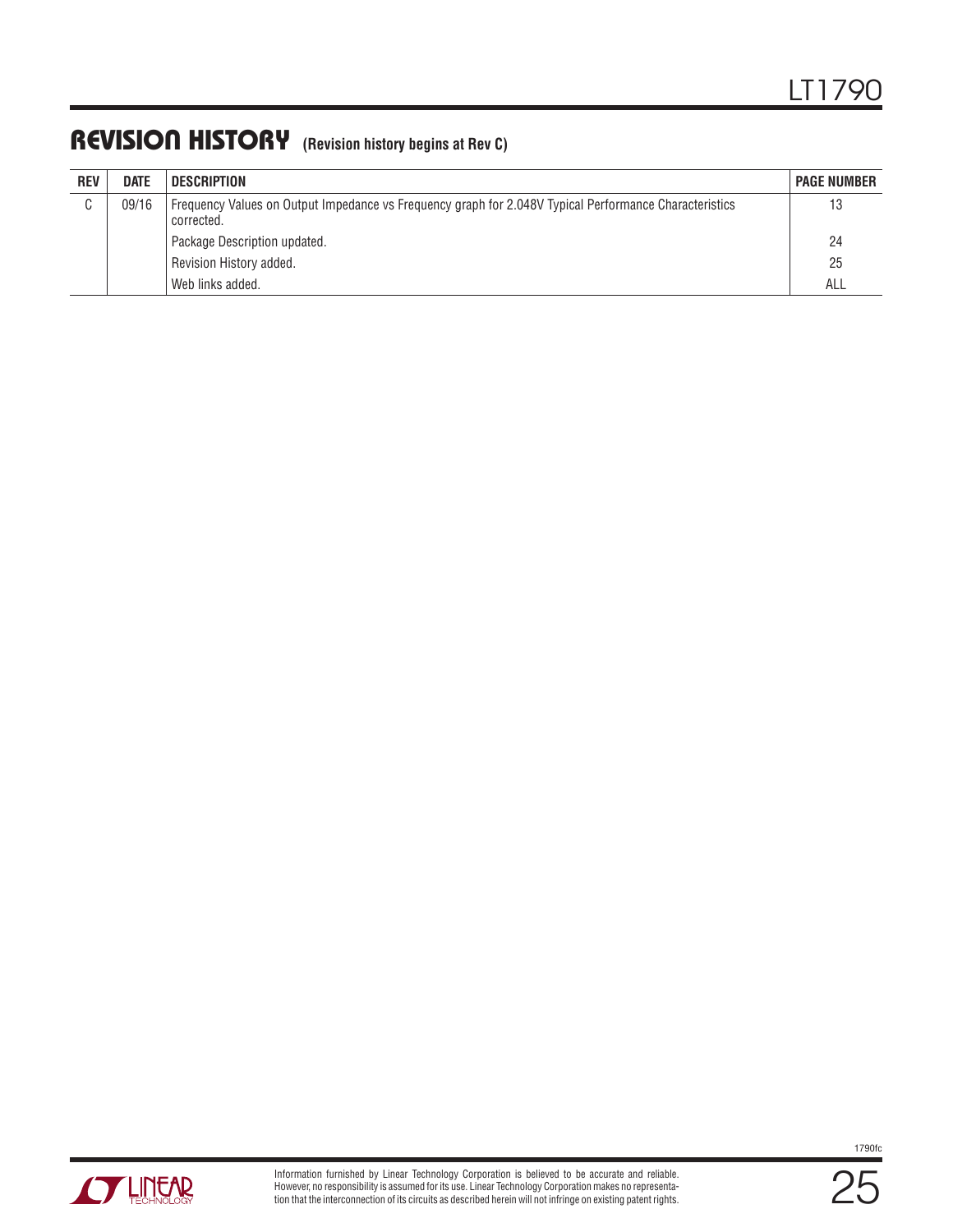## REVISION HISTORY (Revision history begins at Rev C)

| REV | DATE | DESCRIPTION | PAGE NUMBER |
|---|---|---|---|
| C | 09/16 | Frequency Values on Output Impedance vs Frequency graph for 2.048V Typical Performance Characteristics corrected. | 13 |
| | | Package Description updated. | 24 |
| | | Revision History added. | 25 |
| | | Web links added. | ALL |

Information furnished by Linear Technology Corporation is believed to be accurate and reliable. However, no responsibility is assumed for its use. Linear Technology Corporation makes no representation that the interconnection of its circuits as described herein will not infringe on existing patent rights.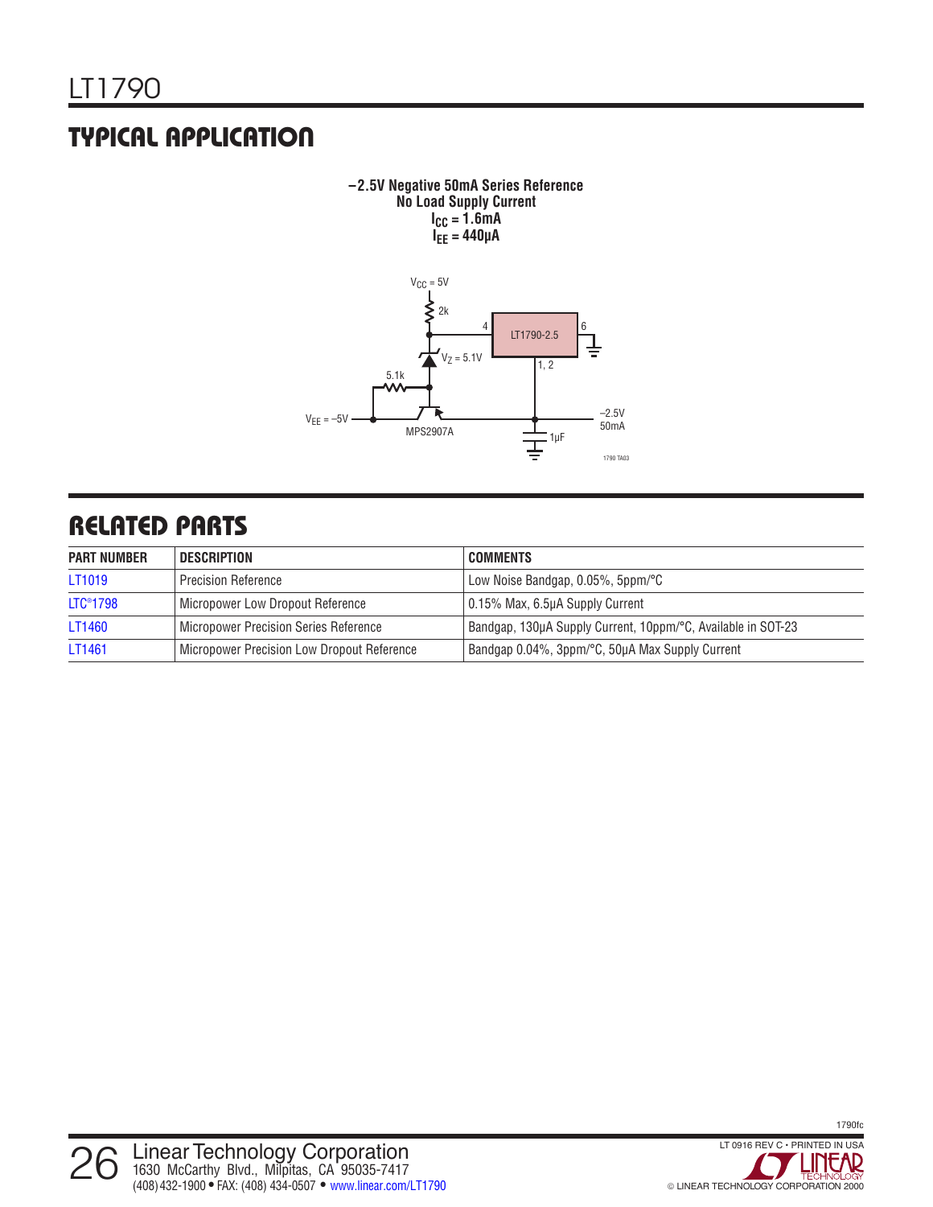## TYPICAL APPLICATION

**−2.5V Negative 50mA Series Reference**
**No Load Supply Current**
**$I_{CC}$ = 1.6mA**
**$I_{EE}$ = 440µA**

$V_{CC}$ = 5V
2k
4
LT1790-2.5
6
$V_Z$ = 5.1V
1, 2
5.1k
$V_{EE}$ = –5V
MPS2907A
–2.5V
50mA
1µF
1790 TA03

## RELATED PARTS

| PART NUMBER | DESCRIPTION | COMMENTS |
|---|---|---|
| LT1019 | Precision Reference | Low Noise Bandgap, 0.05%, 5ppm/°C |
| LTC®1798 | Micropower Low Dropout Reference | 0.15% Max, 6.5µA Supply Current |
| LT1460 | Micropower Precision Series Reference | Bandgap, 130µA Supply Current, 10ppm/°C, Available in SOT-23 |
| LT1461 | Micropower Precision Low Dropout Reference | Bandgap 0.04%, 3ppm/°C, 50µA Max Supply Current |

Linear Technology Corporation
1630 McCarthy Blvd., Milpitas, CA 95035-7417
(408) 432-1900 • FAX: (408) 434-0507 • www.linear.com/LT1790

LT 0916 REV C • PRINTED IN USA
© LINEAR TECHNOLOGY CORPORATION 2000